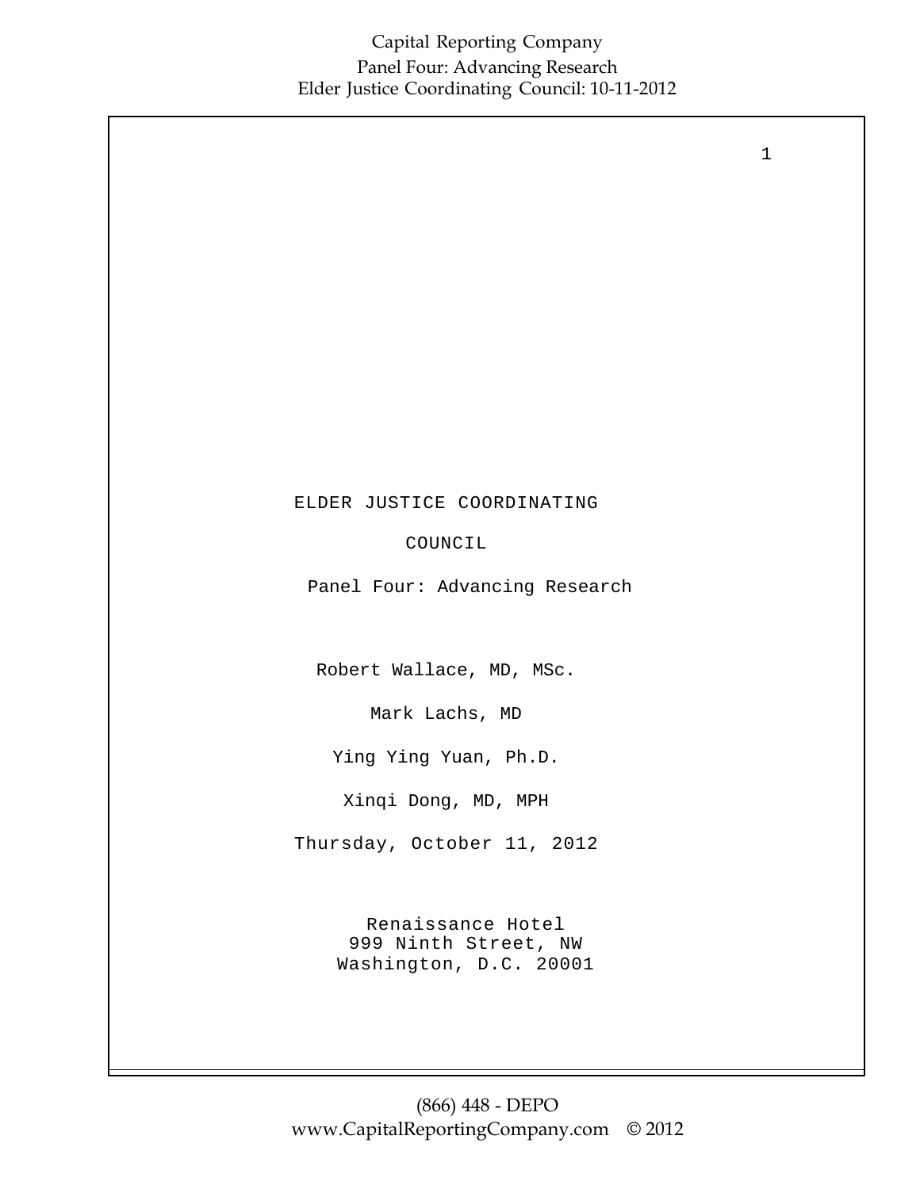# ELDER JUSTICE COORDINATING COUNCIL

## Panel Four: Advancing Research

Robert Wallace, MD, MSc.

Mark Lachs, MD

Ying Ying Yuan, Ph.D.

Xinqi Dong, MD, MPH

Thursday, October 11, 2012

Renaissance Hotel
999 Ninth Street, NW
Washington, D.C. 20001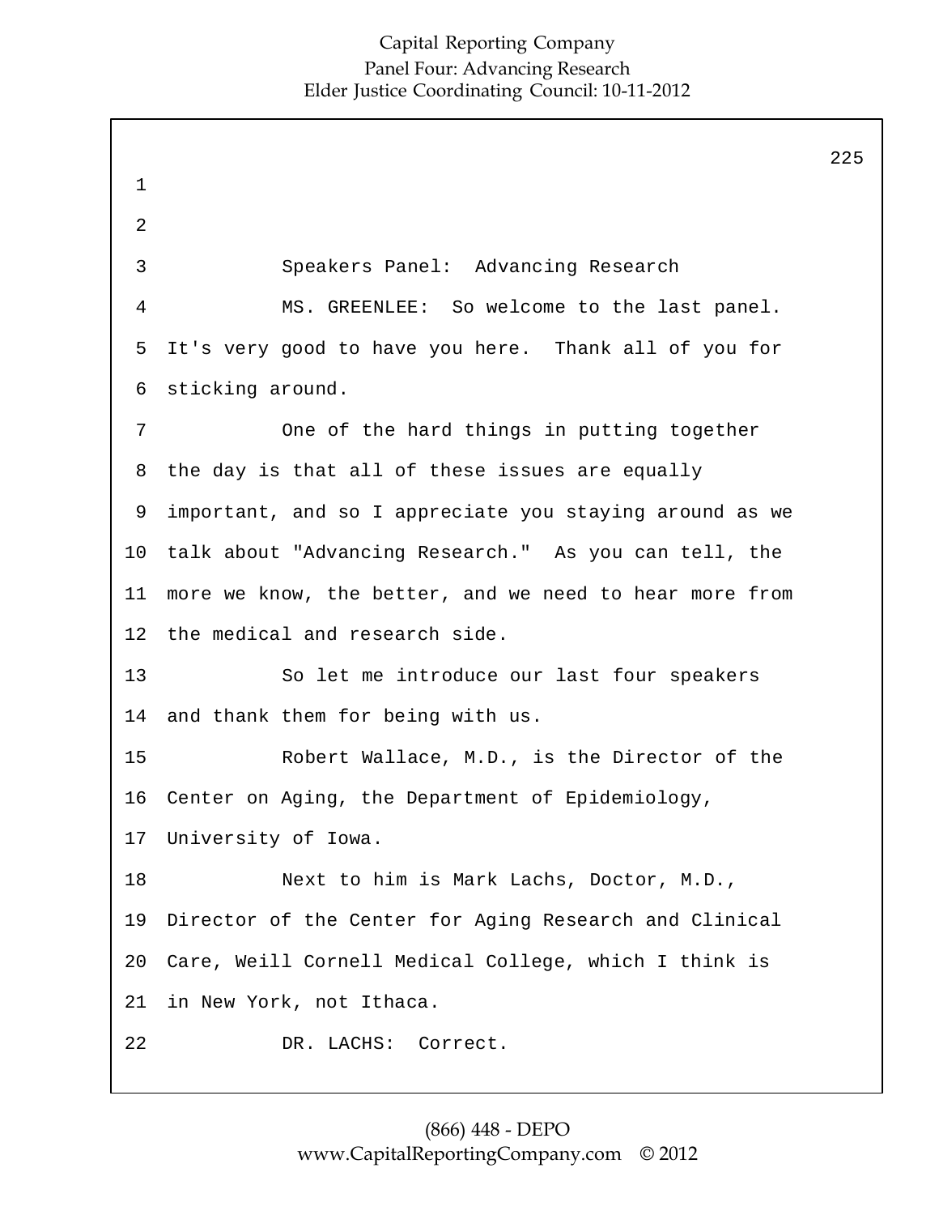Speakers Panel: Advancing Research

MS. GREENLEE: So welcome to the last panel. It's very good to have you here. Thank all of you for sticking around.

One of the hard things in putting together the day is that all of these issues are equally important, and so I appreciate you staying around as we talk about "Advancing Research." As you can tell, the more we know, the better, and we need to hear more from the medical and research side.

So let me introduce our last four speakers and thank them for being with us.

Robert Wallace, M.D., is the Director of the Center on Aging, the Department of Epidemiology, University of Iowa.

Next to him is Mark Lachs, Doctor, M.D., Director of the Center for Aging Research and Clinical Care, Weill Cornell Medical College, which I think is in New York, not Ithaca.

DR. LACHS: Correct.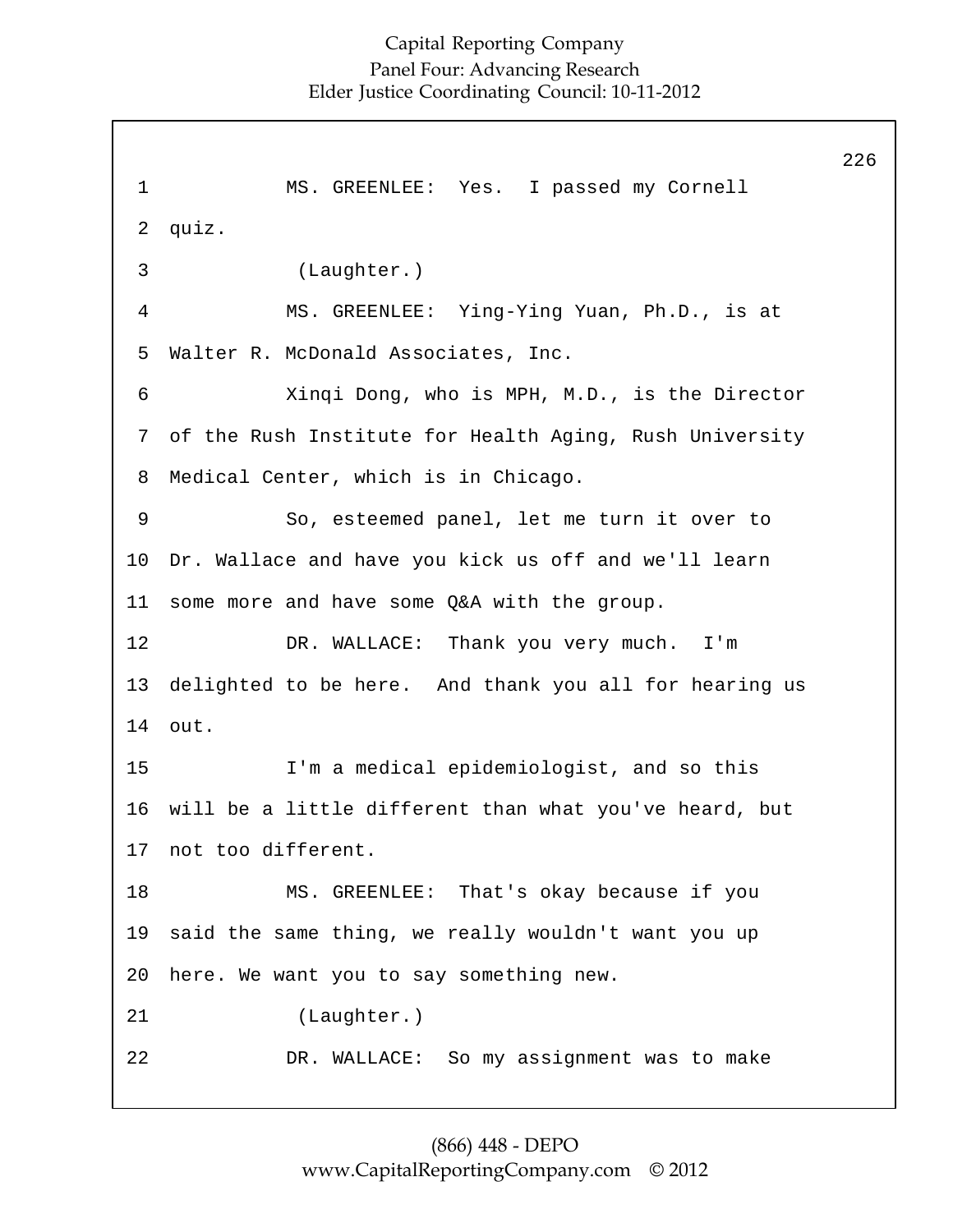MS. GREENLEE: Yes. I passed my Cornell quiz.

(Laughter.)

MS. GREENLEE: Ying-Ying Yuan, Ph.D., is at Walter R. McDonald Associates, Inc.

Xinqi Dong, who is MPH, M.D., is the Director of the Rush Institute for Health Aging, Rush University Medical Center, which is in Chicago.

So, esteemed panel, let me turn it over to Dr. Wallace and have you kick us off and we'll learn some more and have some Q&A with the group.

DR. WALLACE: Thank you very much. I'm delighted to be here. And thank you all for hearing us out.

I'm a medical epidemiologist, and so this will be a little different than what you've heard, but not too different.

MS. GREENLEE: That's okay because if you said the same thing, we really wouldn't want you up here. We want you to say something new.

(Laughter.)

DR. WALLACE: So my assignment was to make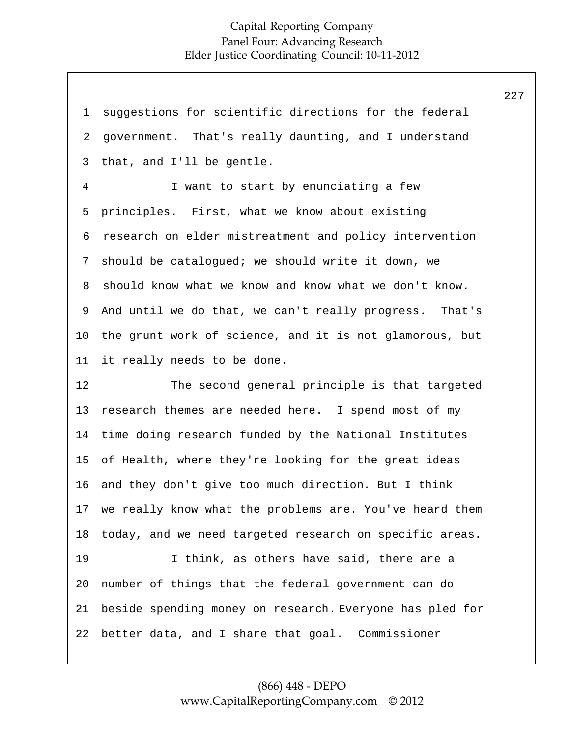suggestions for scientific directions for the federal government. That's really daunting, and I understand that, and I'll be gentle.

I want to start by enunciating a few principles. First, what we know about existing research on elder mistreatment and policy intervention should be catalogued; we should write it down, we should know what we know and know what we don't know. And until we do that, we can't really progress. That's the grunt work of science, and it is not glamorous, but it really needs to be done.

The second general principle is that targeted research themes are needed here. I spend most of my time doing research funded by the National Institutes of Health, where they're looking for the great ideas and they don't give too much direction. But I think we really know what the problems are. You've heard them today, and we need targeted research on specific areas.

I think, as others have said, there are a number of things that the federal government can do beside spending money on research. Everyone has pled for better data, and I share that goal. Commissioner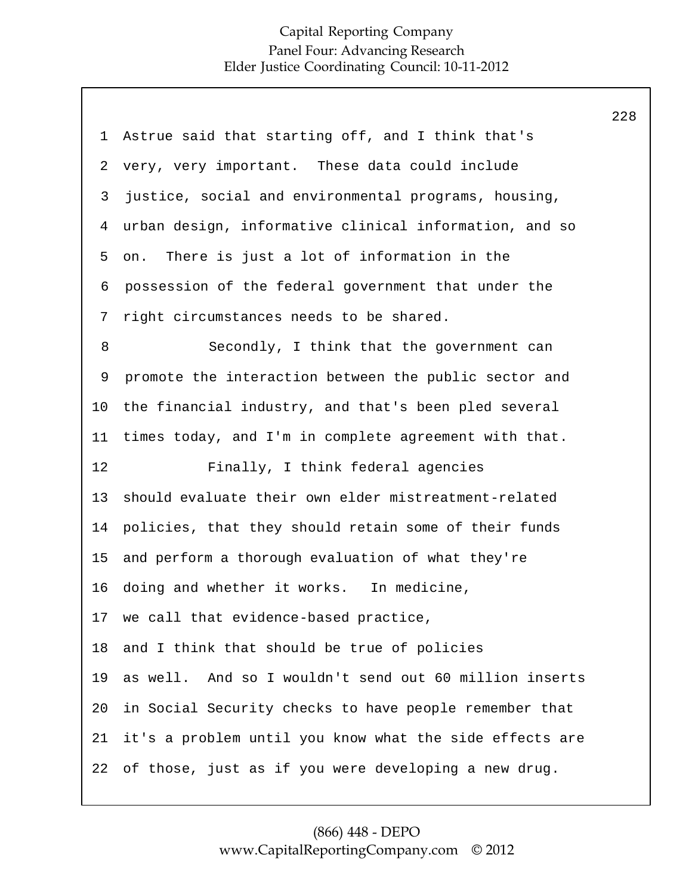Astrue said that starting off, and I think that's very, very important. These data could include justice, social and environmental programs, housing, urban design, informative clinical information, and so on. There is just a lot of information in the possession of the federal government that under the right circumstances needs to be shared.

Secondly, I think that the government can promote the interaction between the public sector and the financial industry, and that's been pled several times today, and I'm in complete agreement with that.

Finally, I think federal agencies should evaluate their own elder mistreatment-related policies, that they should retain some of their funds and perform a thorough evaluation of what they're doing and whether it works. In medicine, we call that evidence-based practice, and I think that should be true of policies as well. And so I wouldn't send out 60 million inserts in Social Security checks to have people remember that it's a problem until you know what the side effects are of those, just as if you were developing a new drug.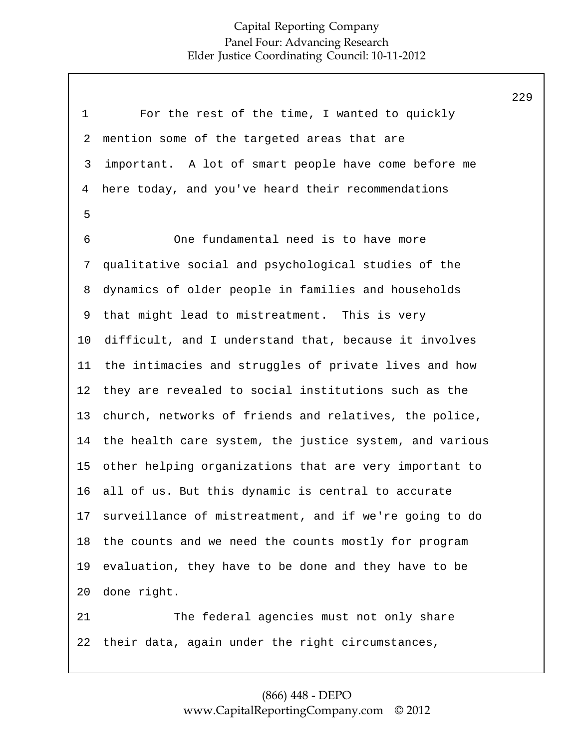For the rest of the time, I wanted to quickly mention some of the targeted areas that are important. A lot of smart people have come before me here today, and you've heard their recommendations

One fundamental need is to have more qualitative social and psychological studies of the dynamics of older people in families and households that might lead to mistreatment. This is very difficult, and I understand that, because it involves the intimacies and struggles of private lives and how they are revealed to social institutions such as the church, networks of friends and relatives, the police, the health care system, the justice system, and various other helping organizations that are very important to all of us. But this dynamic is central to accurate surveillance of mistreatment, and if we're going to do the counts and we need the counts mostly for program evaluation, they have to be done and they have to be done right.

The federal agencies must not only share their data, again under the right circumstances,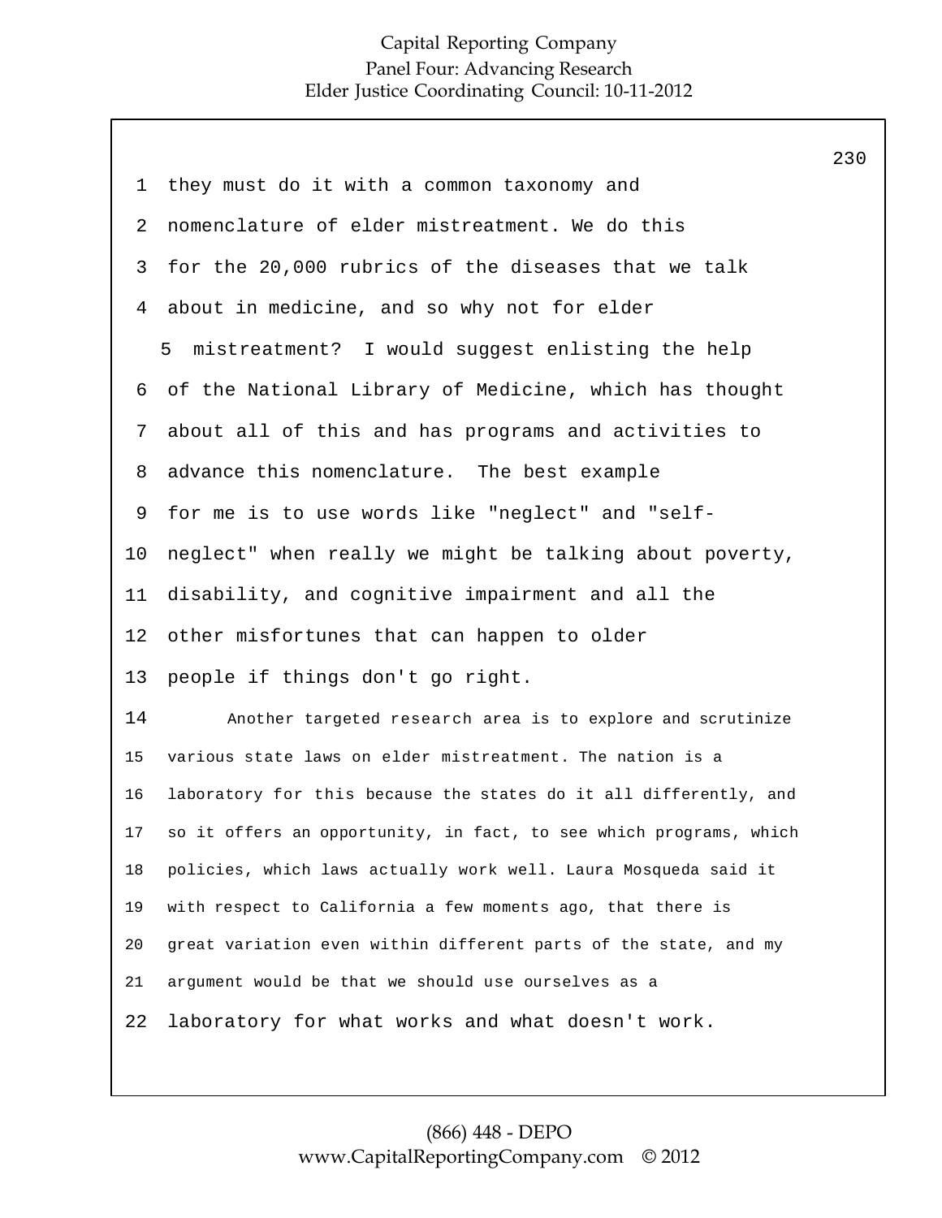they must do it with a common taxonomy and nomenclature of elder mistreatment. We do this for the 20,000 rubrics of the diseases that we talk about in medicine, and so why not for elder mistreatment? I would suggest enlisting the help of the National Library of Medicine, which has thought about all of this and has programs and activities to advance this nomenclature. The best example for me is to use words like "neglect" and "self-neglect" when really we might be talking about poverty, disability, and cognitive impairment and all the other misfortunes that can happen to older people if things don't go right.

Another targeted research area is to explore and scrutinize various state laws on elder mistreatment. The nation is a laboratory for this because the states do it all differently, and so it offers an opportunity, in fact, to see which programs, which policies, which laws actually work well. Laura Mosqueda said it with respect to California a few moments ago, that there is great variation even within different parts of the state, and my argument would be that we should use ourselves as a laboratory for what works and what doesn't work.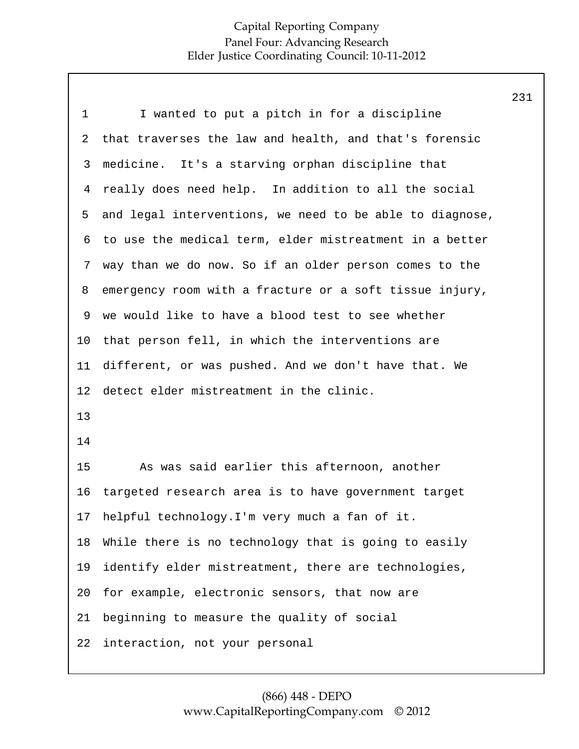I wanted to put a pitch in for a discipline that traverses the law and health, and that's forensic medicine. It's a starving orphan discipline that really does need help. In addition to all the social and legal interventions, we need to be able to diagnose, to use the medical term, elder mistreatment in a better way than we do now. So if an older person comes to the emergency room with a fracture or a soft tissue injury, we would like to have a blood test to see whether that person fell, in which the interventions are different, or was pushed. And we don't have that. We detect elder mistreatment in the clinic.

As was said earlier this afternoon, another targeted research area is to have government target helpful technology.I'm very much a fan of it. While there is no technology that is going to easily identify elder mistreatment, there are technologies, for example, electronic sensors, that now are beginning to measure the quality of social interaction, not your personal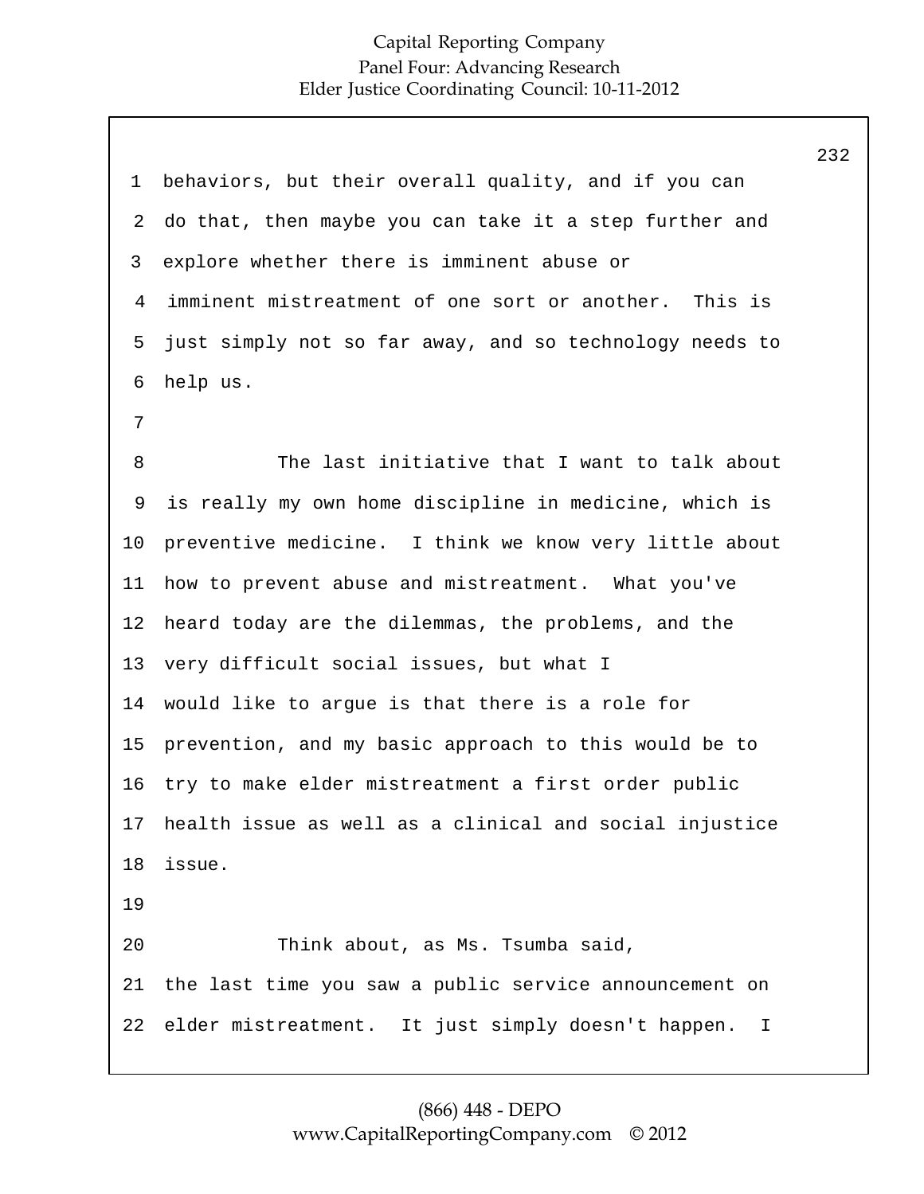behaviors, but their overall quality, and if you can do that, then maybe you can take it a step further and explore whether there is imminent abuse or imminent mistreatment of one sort or another. This is just simply not so far away, and so technology needs to help us.

The last initiative that I want to talk about is really my own home discipline in medicine, which is preventive medicine. I think we know very little about how to prevent abuse and mistreatment. What you've heard today are the dilemmas, the problems, and the very difficult social issues, but what I would like to argue is that there is a role for prevention, and my basic approach to this would be to try to make elder mistreatment a first order public health issue as well as a clinical and social injustice issue.

Think about, as Ms. Tsumba said, the last time you saw a public service announcement on elder mistreatment. It just simply doesn't happen. I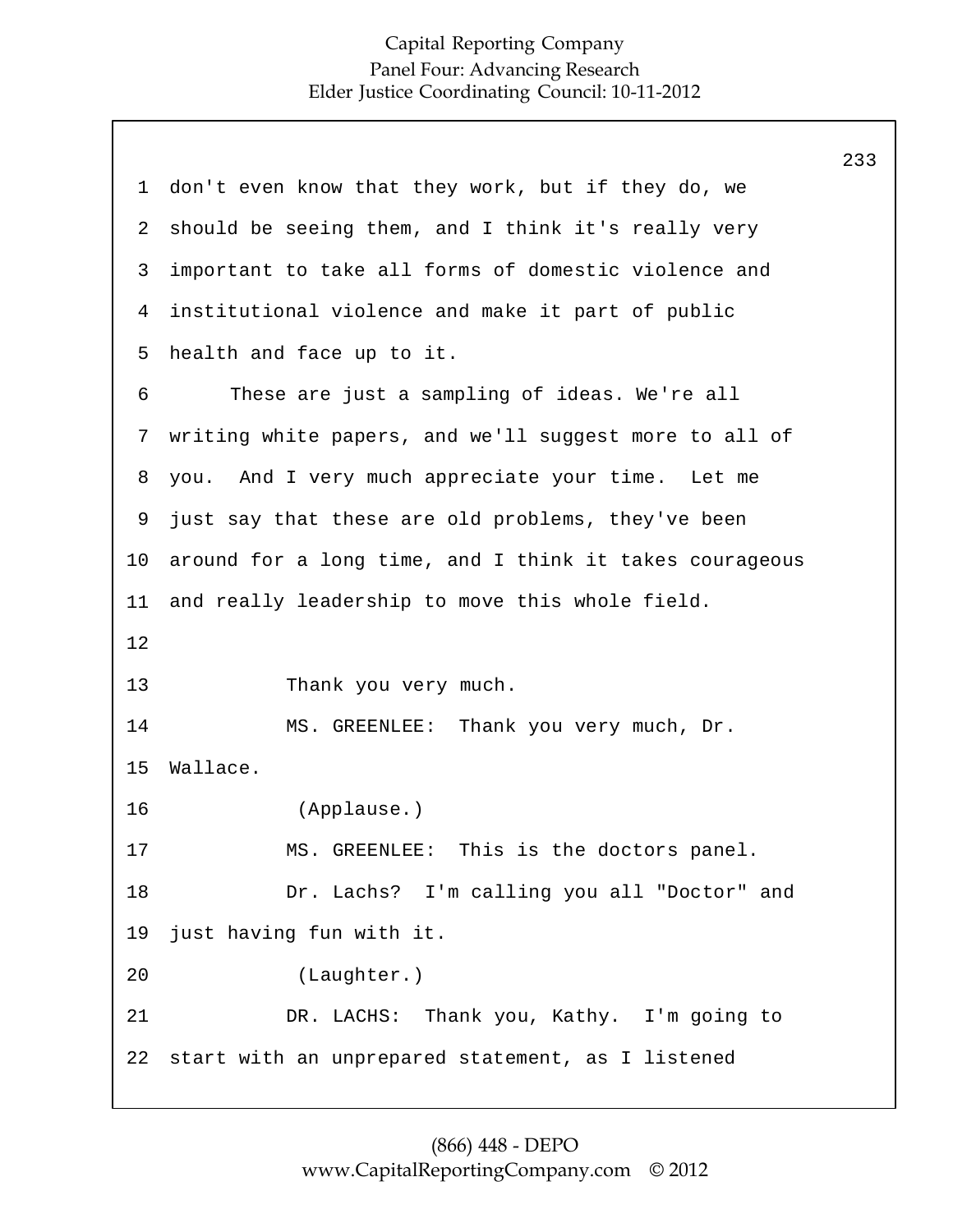1 don't even know that they work, but if they do, we
2 should be seeing them, and I think it's really very
3 important to take all forms of domestic violence and
4 institutional violence and make it part of public
5 health and face up to it.
6 These are just a sampling of ideas. We're all
7 writing white papers, and we'll suggest more to all of
8 you. And I very much appreciate your time. Let me
9 just say that these are old problems, they've been
10 around for a long time, and I think it takes courageous
11 and really leadership to move this whole field.
12
13 Thank you very much.
14 MS. GREENLEE: Thank you very much, Dr.
15 Wallace.
16 (Applause.)
17 MS. GREENLEE: This is the doctors panel.
18 Dr. Lachs? I'm calling you all "Doctor" and
19 just having fun with it.
20 (Laughter.)
21 DR. LACHS: Thank you, Kathy. I'm going to
22 start with an unprepared statement, as I listened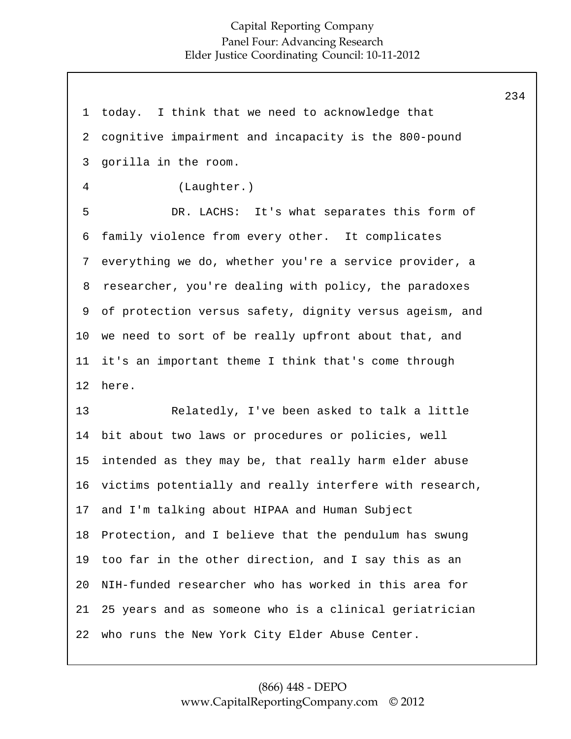today. I think that we need to acknowledge that cognitive impairment and incapacity is the 800-pound gorilla in the room.

(Laughter.)

DR. LACHS: It's what separates this form of family violence from every other. It complicates everything we do, whether you're a service provider, a researcher, you're dealing with policy, the paradoxes of protection versus safety, dignity versus ageism, and we need to sort of be really upfront about that, and it's an important theme I think that's come through here.

Relatedly, I've been asked to talk a little bit about two laws or procedures or policies, well intended as they may be, that really harm elder abuse victims potentially and really interfere with research, and I'm talking about HIPAA and Human Subject Protection, and I believe that the pendulum has swung too far in the other direction, and I say this as an NIH-funded researcher who has worked in this area for 25 years and as someone who is a clinical geriatrician who runs the New York City Elder Abuse Center.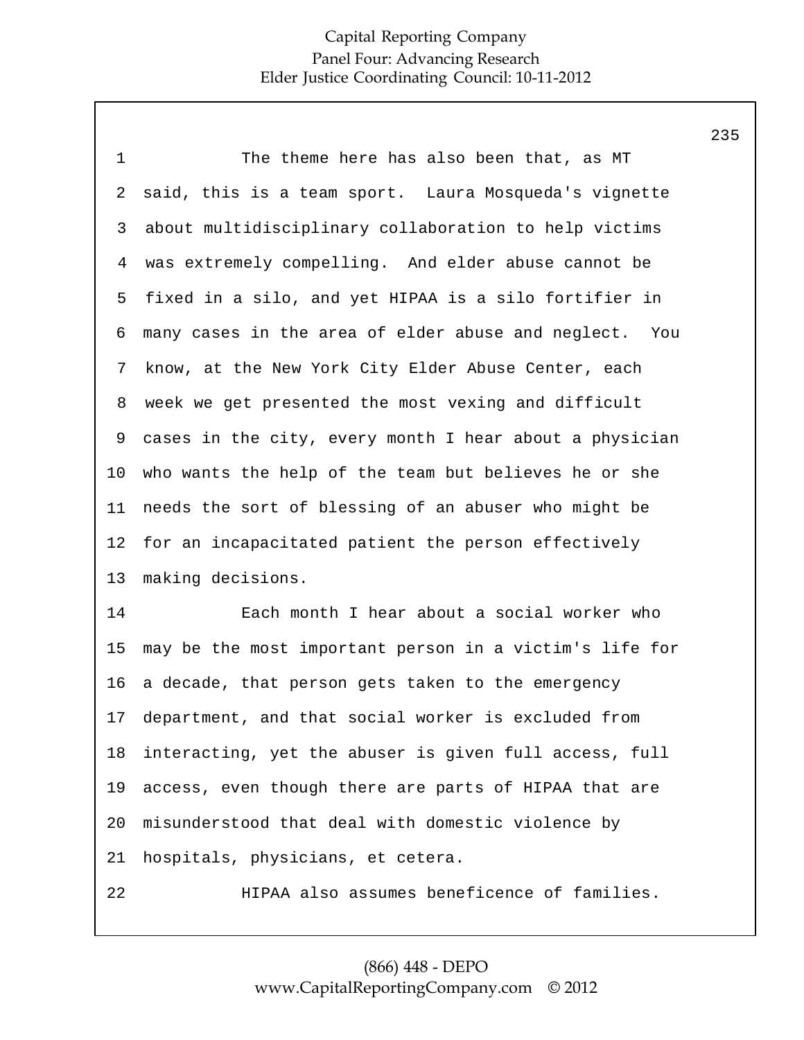The theme here has also been that, as MT said, this is a team sport. Laura Mosqueda's vignette about multidisciplinary collaboration to help victims was extremely compelling. And elder abuse cannot be fixed in a silo, and yet HIPAA is a silo fortifier in many cases in the area of elder abuse and neglect. You know, at the New York City Elder Abuse Center, each week we get presented the most vexing and difficult cases in the city, every month I hear about a physician who wants the help of the team but believes he or she needs the sort of blessing of an abuser who might be for an incapacitated patient the person effectively making decisions.

Each month I hear about a social worker who may be the most important person in a victim's life for a decade, that person gets taken to the emergency department, and that social worker is excluded from interacting, yet the abuser is given full access, full access, even though there are parts of HIPAA that are misunderstood that deal with domestic violence by hospitals, physicians, et cetera.

HIPAA also assumes beneficence of families.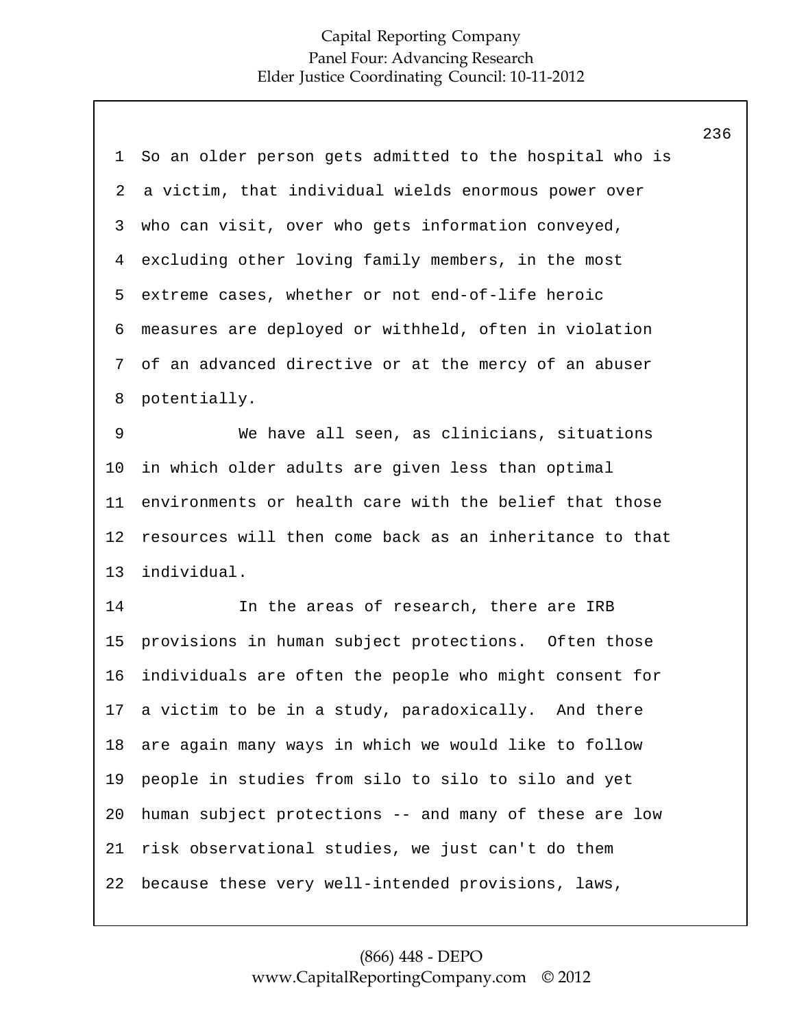So an older person gets admitted to the hospital who is a victim, that individual wields enormous power over who can visit, over who gets information conveyed, excluding other loving family members, in the most extreme cases, whether or not end-of-life heroic measures are deployed or withheld, often in violation of an advanced directive or at the mercy of an abuser potentially.

We have all seen, as clinicians, situations in which older adults are given less than optimal environments or health care with the belief that those resources will then come back as an inheritance to that individual.

In the areas of research, there are IRB provisions in human subject protections. Often those individuals are often the people who might consent for a victim to be in a study, paradoxically. And there are again many ways in which we would like to follow people in studies from silo to silo to silo and yet human subject protections -- and many of these are low risk observational studies, we just can't do them because these very well-intended provisions, laws,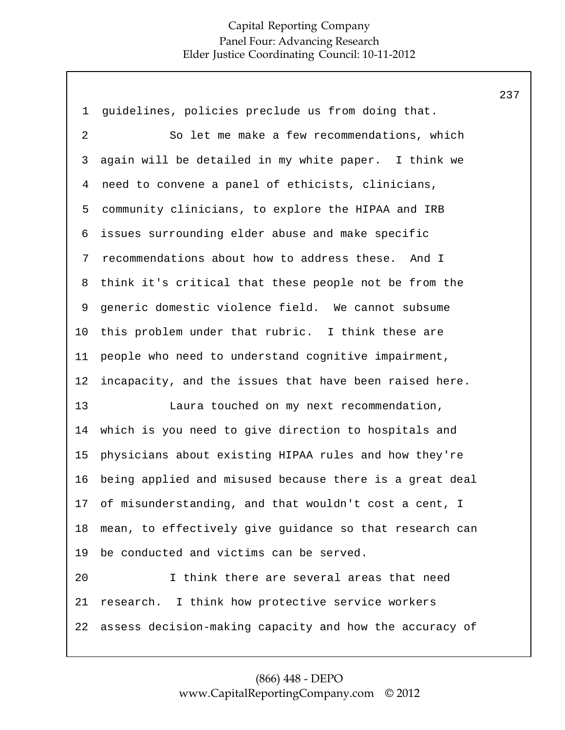guidelines, policies preclude us from doing that.

So let me make a few recommendations, which again will be detailed in my white paper. I think we need to convene a panel of ethicists, clinicians, community clinicians, to explore the HIPAA and IRB issues surrounding elder abuse and make specific recommendations about how to address these. And I think it's critical that these people not be from the generic domestic violence field. We cannot subsume this problem under that rubric. I think these are people who need to understand cognitive impairment, incapacity, and the issues that have been raised here.

Laura touched on my next recommendation, which is you need to give direction to hospitals and physicians about existing HIPAA rules and how they're being applied and misused because there is a great deal of misunderstanding, and that wouldn't cost a cent, I mean, to effectively give guidance so that research can be conducted and victims can be served.

I think there are several areas that need research. I think how protective service workers assess decision-making capacity and how the accuracy of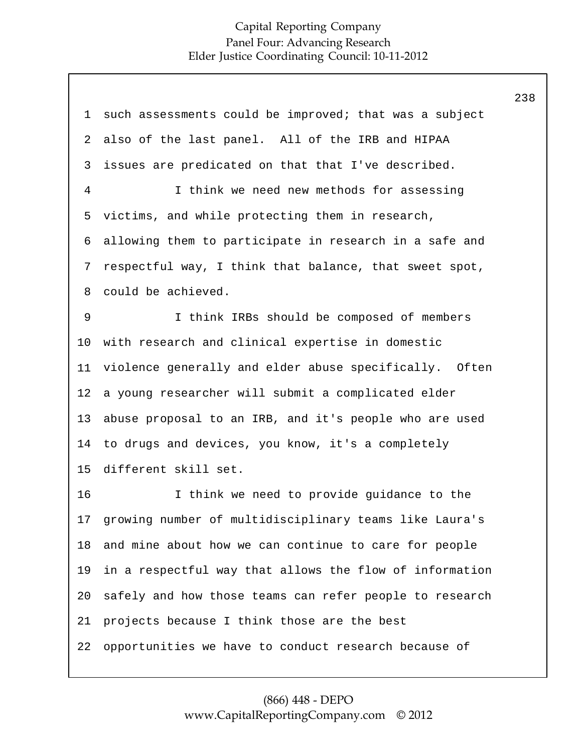such assessments could be improved; that was a subject also of the last panel. All of the IRB and HIPAA issues are predicated on that that I've described.

I think we need new methods for assessing victims, and while protecting them in research, allowing them to participate in research in a safe and respectful way, I think that balance, that sweet spot, could be achieved.

I think IRBs should be composed of members with research and clinical expertise in domestic violence generally and elder abuse specifically. Often a young researcher will submit a complicated elder abuse proposal to an IRB, and it's people who are used to drugs and devices, you know, it's a completely different skill set.

I think we need to provide guidance to the growing number of multidisciplinary teams like Laura's and mine about how we can continue to care for people in a respectful way that allows the flow of information safely and how those teams can refer people to research projects because I think those are the best opportunities we have to conduct research because of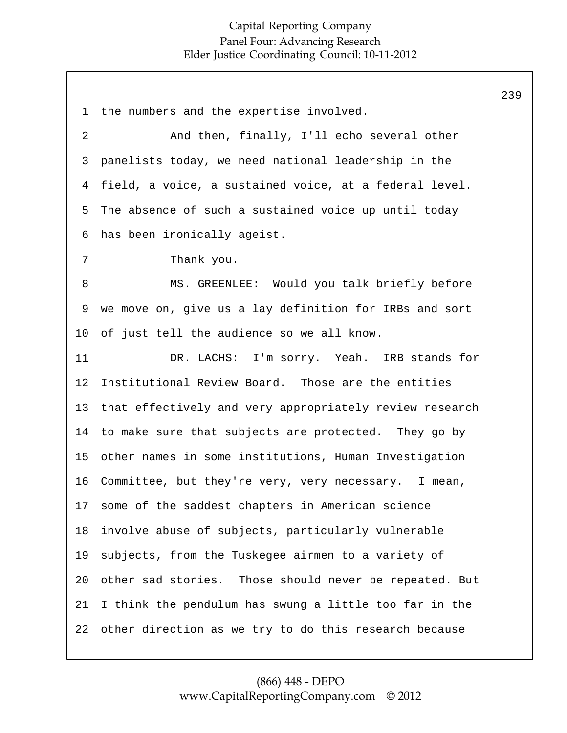the numbers and the expertise involved.

And then, finally, I'll echo several other panelists today, we need national leadership in the field, a voice, a sustained voice, at a federal level. The absence of such a sustained voice up until today has been ironically ageist.

Thank you.

MS. GREENLEE: Would you talk briefly before we move on, give us a lay definition for IRBs and sort of just tell the audience so we all know.

DR. LACHS: I'm sorry. Yeah. IRB stands for Institutional Review Board. Those are the entities that effectively and very appropriately review research to make sure that subjects are protected. They go by other names in some institutions, Human Investigation Committee, but they're very, very necessary. I mean, some of the saddest chapters in American science involve abuse of subjects, particularly vulnerable subjects, from the Tuskegee airmen to a variety of other sad stories. Those should never be repeated. But I think the pendulum has swung a little too far in the other direction as we try to do this research because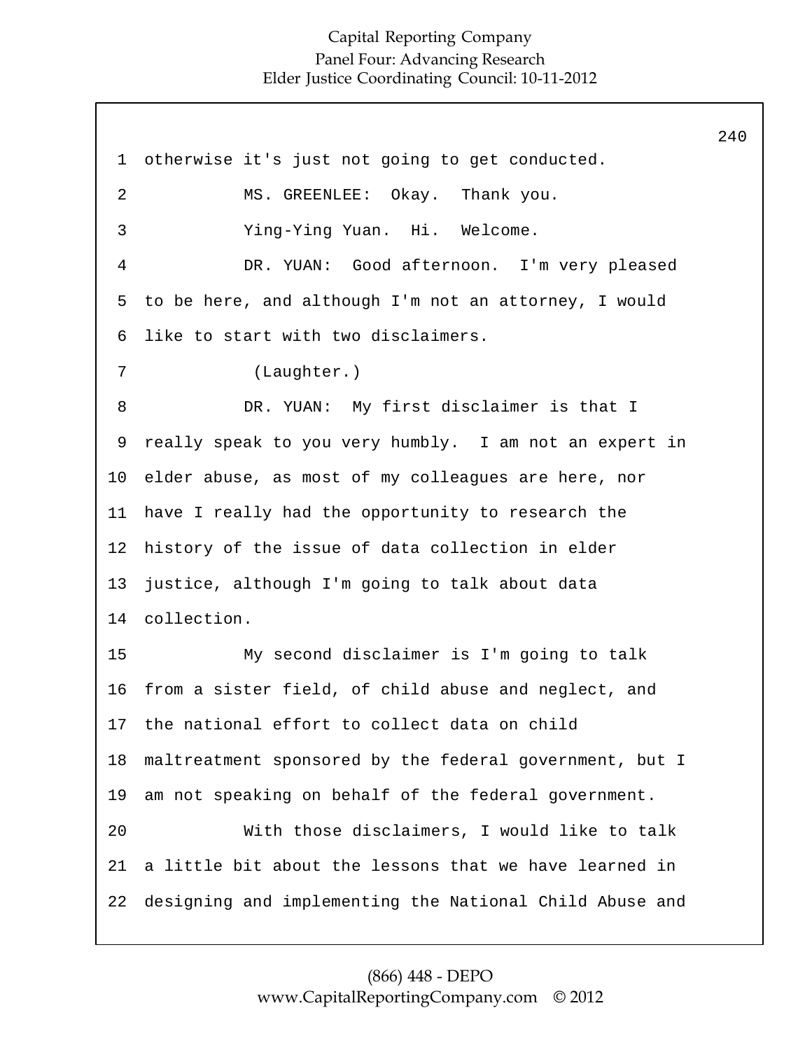otherwise it's just not going to get conducted.

MS. GREENLEE: Okay. Thank you.

Ying-Ying Yuan. Hi. Welcome.

DR. YUAN: Good afternoon. I'm very pleased to be here, and although I'm not an attorney, I would like to start with two disclaimers.

(Laughter.)

DR. YUAN: My first disclaimer is that I really speak to you very humbly. I am not an expert in elder abuse, as most of my colleagues are here, nor have I really had the opportunity to research the history of the issue of data collection in elder justice, although I'm going to talk about data collection.

My second disclaimer is I'm going to talk from a sister field, of child abuse and neglect, and the national effort to collect data on child maltreatment sponsored by the federal government, but I am not speaking on behalf of the federal government.

With those disclaimers, I would like to talk a little bit about the lessons that we have learned in designing and implementing the National Child Abuse and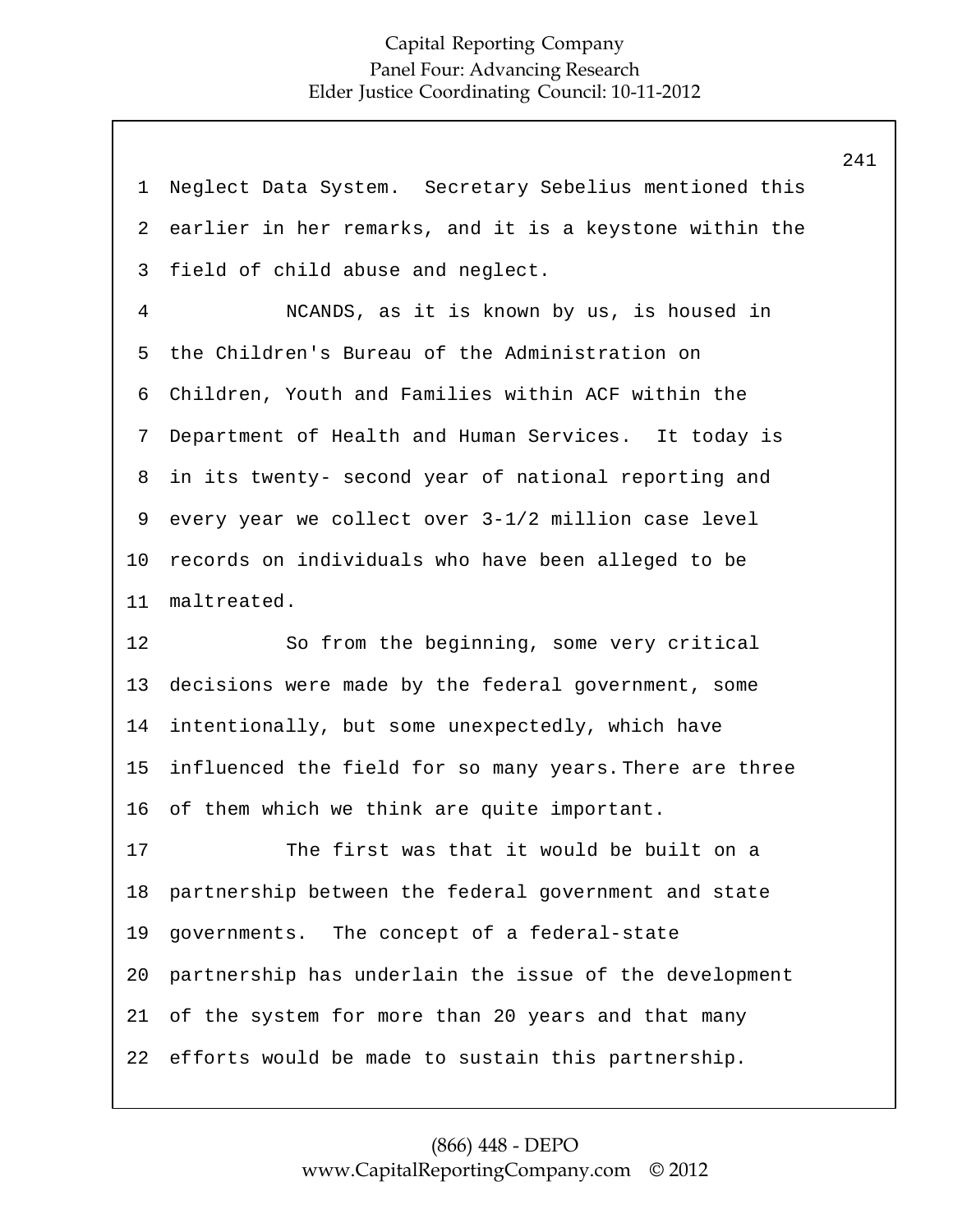Neglect Data System. Secretary Sebelius mentioned this earlier in her remarks, and it is a keystone within the field of child abuse and neglect.

NCANDS, as it is known by us, is housed in the Children's Bureau of the Administration on Children, Youth and Families within ACF within the Department of Health and Human Services. It today is in its twenty- second year of national reporting and every year we collect over 3-1/2 million case level records on individuals who have been alleged to be maltreated.

So from the beginning, some very critical decisions were made by the federal government, some intentionally, but some unexpectedly, which have influenced the field for so many years. There are three of them which we think are quite important.

The first was that it would be built on a partnership between the federal government and state governments. The concept of a federal-state partnership has underlain the issue of the development of the system for more than 20 years and that many efforts would be made to sustain this partnership.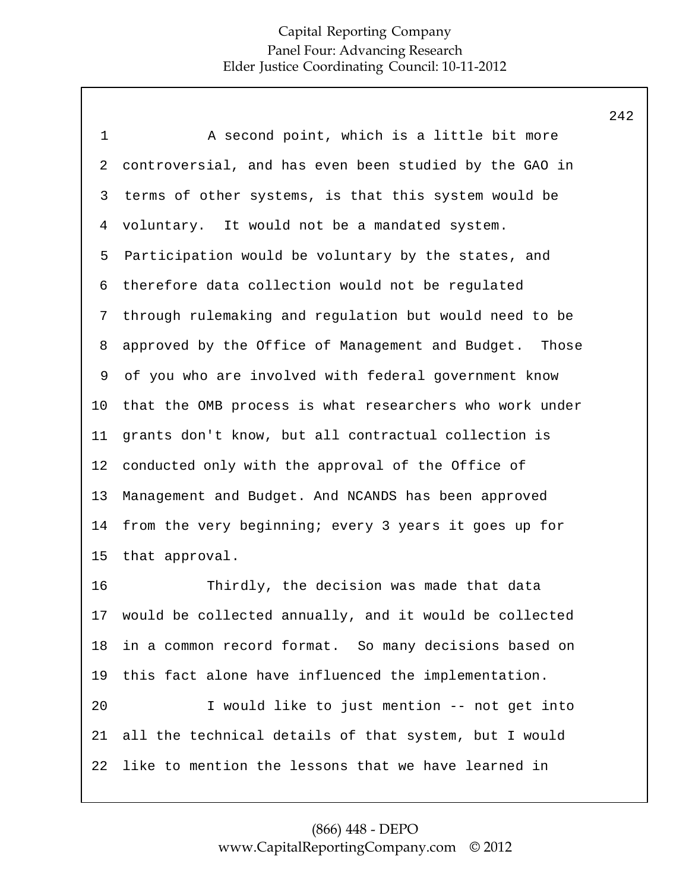A second point, which is a little bit more controversial, and has even been studied by the GAO in terms of other systems, is that this system would be voluntary. It would not be a mandated system. Participation would be voluntary by the states, and therefore data collection would not be regulated through rulemaking and regulation but would need to be approved by the Office of Management and Budget. Those of you who are involved with federal government know that the OMB process is what researchers who work under grants don't know, but all contractual collection is conducted only with the approval of the Office of Management and Budget. And NCANDS has been approved from the very beginning; every 3 years it goes up for that approval.

Thirdly, the decision was made that data would be collected annually, and it would be collected in a common record format. So many decisions based on this fact alone have influenced the implementation.

I would like to just mention -- not get into all the technical details of that system, but I would like to mention the lessons that we have learned in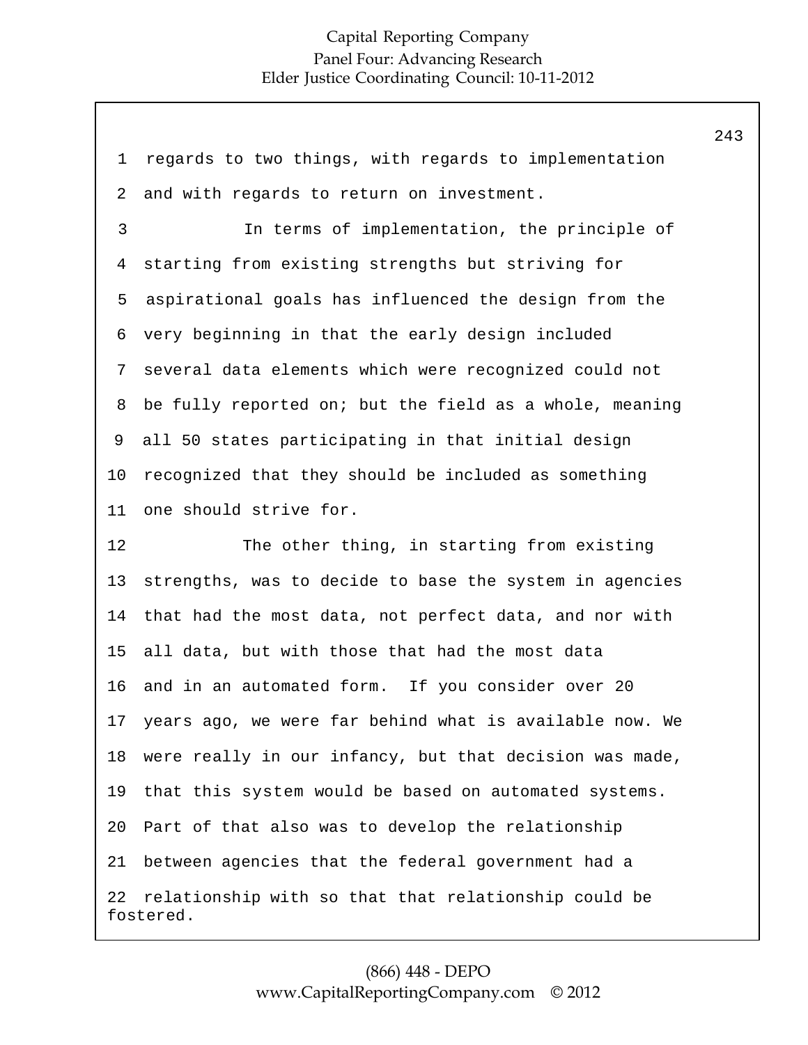regards to two things, with regards to implementation and with regards to return on investment.

In terms of implementation, the principle of starting from existing strengths but striving for aspirational goals has influenced the design from the very beginning in that the early design included several data elements which were recognized could not be fully reported on; but the field as a whole, meaning all 50 states participating in that initial design recognized that they should be included as something one should strive for.

The other thing, in starting from existing strengths, was to decide to base the system in agencies that had the most data, not perfect data, and nor with all data, but with those that had the most data and in an automated form. If you consider over 20 years ago, we were far behind what is available now. We were really in our infancy, but that decision was made, that this system would be based on automated systems. Part of that also was to develop the relationship between agencies that the federal government had a relationship with so that that relationship could be fostered.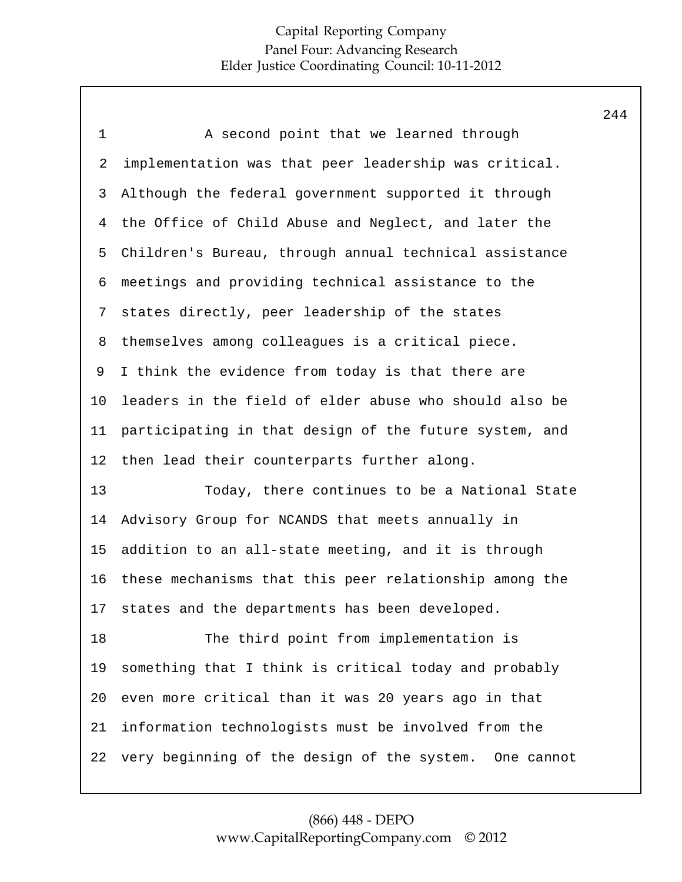A second point that we learned through implementation was that peer leadership was critical. Although the federal government supported it through the Office of Child Abuse and Neglect, and later the Children's Bureau, through annual technical assistance meetings and providing technical assistance to the states directly, peer leadership of the states themselves among colleagues is a critical piece. I think the evidence from today is that there are leaders in the field of elder abuse who should also be participating in that design of the future system, and then lead their counterparts further along.

Today, there continues to be a National State Advisory Group for NCANDS that meets annually in addition to an all-state meeting, and it is through these mechanisms that this peer relationship among the states and the departments has been developed.

The third point from implementation is something that I think is critical today and probably even more critical than it was 20 years ago in that information technologists must be involved from the very beginning of the design of the system. One cannot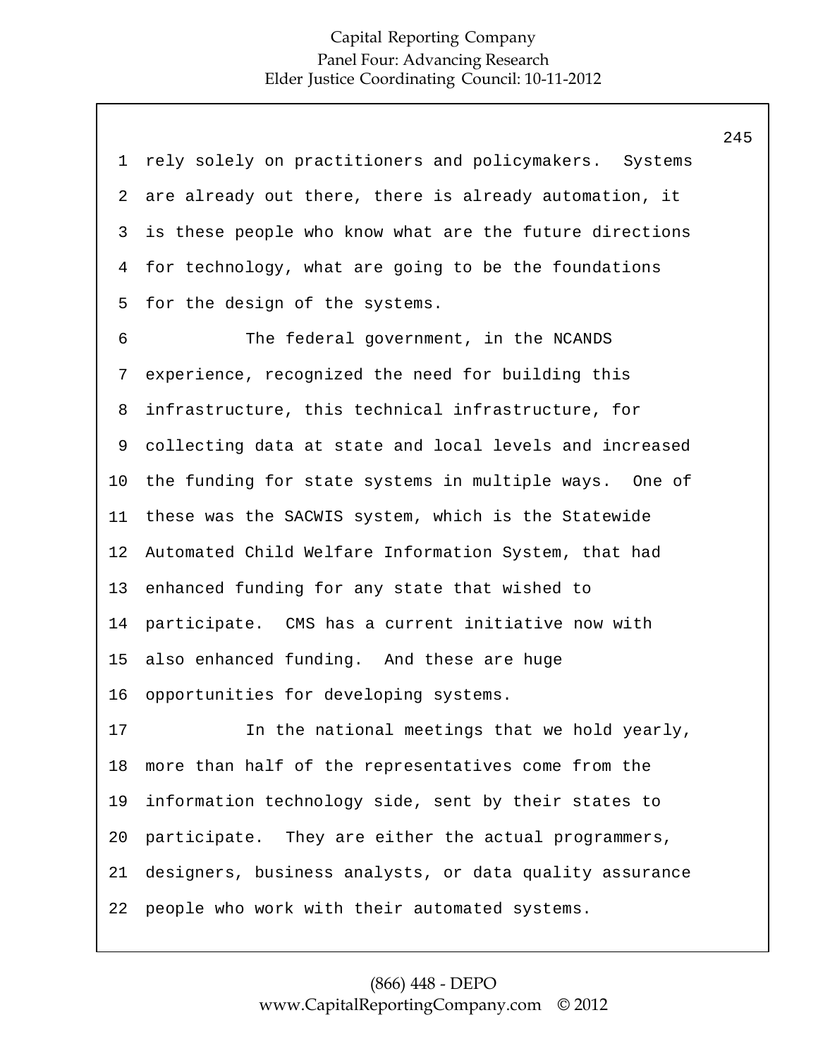rely solely on practitioners and policymakers. Systems are already out there, there is already automation, it is these people who know what are the future directions for technology, what are going to be the foundations for the design of the systems.

The federal government, in the NCANDS experience, recognized the need for building this infrastructure, this technical infrastructure, for collecting data at state and local levels and increased the funding for state systems in multiple ways. One of these was the SACWIS system, which is the Statewide Automated Child Welfare Information System, that had enhanced funding for any state that wished to participate. CMS has a current initiative now with also enhanced funding. And these are huge opportunities for developing systems.

In the national meetings that we hold yearly, more than half of the representatives come from the information technology side, sent by their states to participate. They are either the actual programmers, designers, business analysts, or data quality assurance people who work with their automated systems.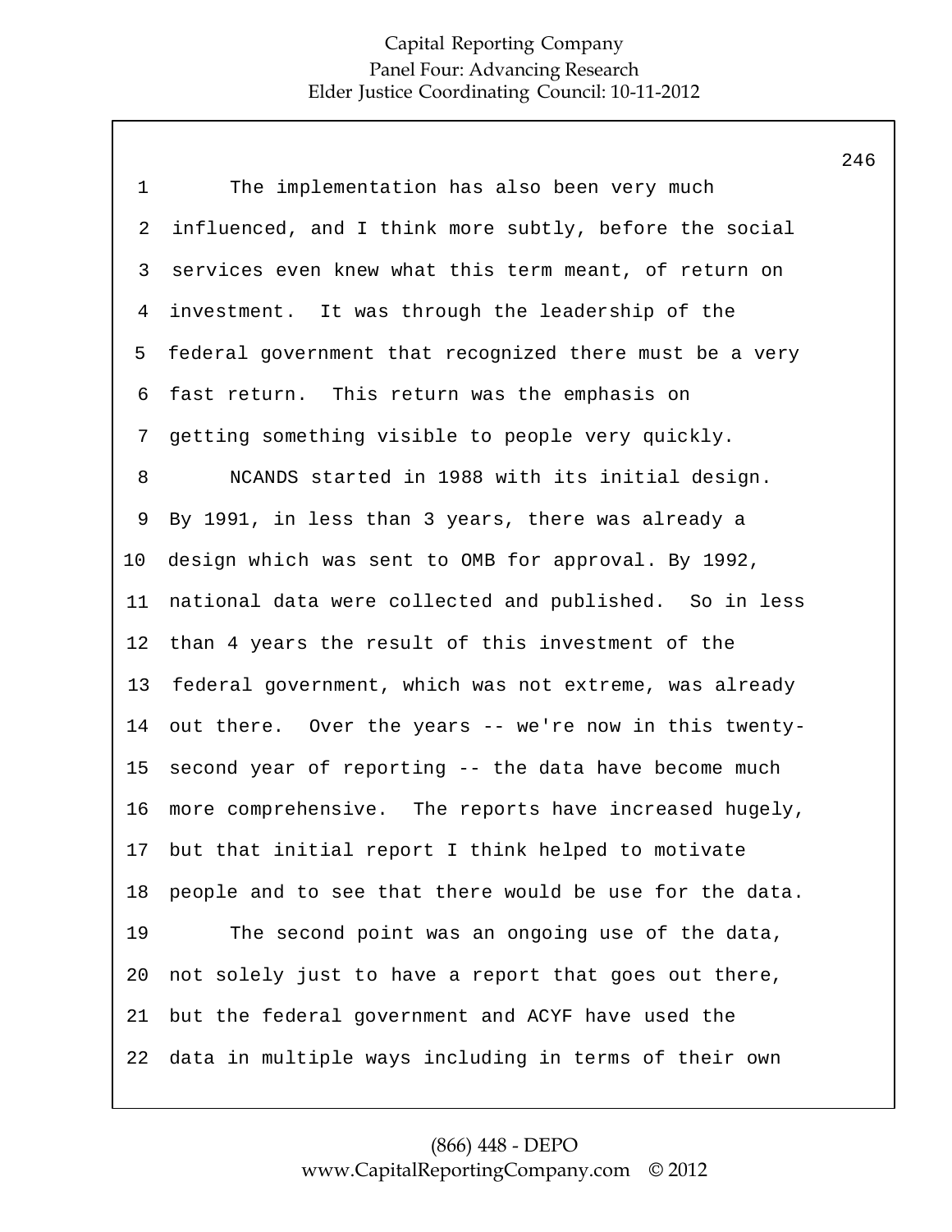The implementation has also been very much influenced, and I think more subtly, before the social services even knew what this term meant, of return on investment. It was through the leadership of the federal government that recognized there must be a very fast return. This return was the emphasis on getting something visible to people very quickly.

NCANDS started in 1988 with its initial design. By 1991, in less than 3 years, there was already a design which was sent to OMB for approval. By 1992, national data were collected and published. So in less than 4 years the result of this investment of the federal government, which was not extreme, was already out there. Over the years -- we're now in this twenty-second year of reporting -- the data have become much more comprehensive. The reports have increased hugely, but that initial report I think helped to motivate people and to see that there would be use for the data.

The second point was an ongoing use of the data, not solely just to have a report that goes out there, but the federal government and ACYF have used the data in multiple ways including in terms of their own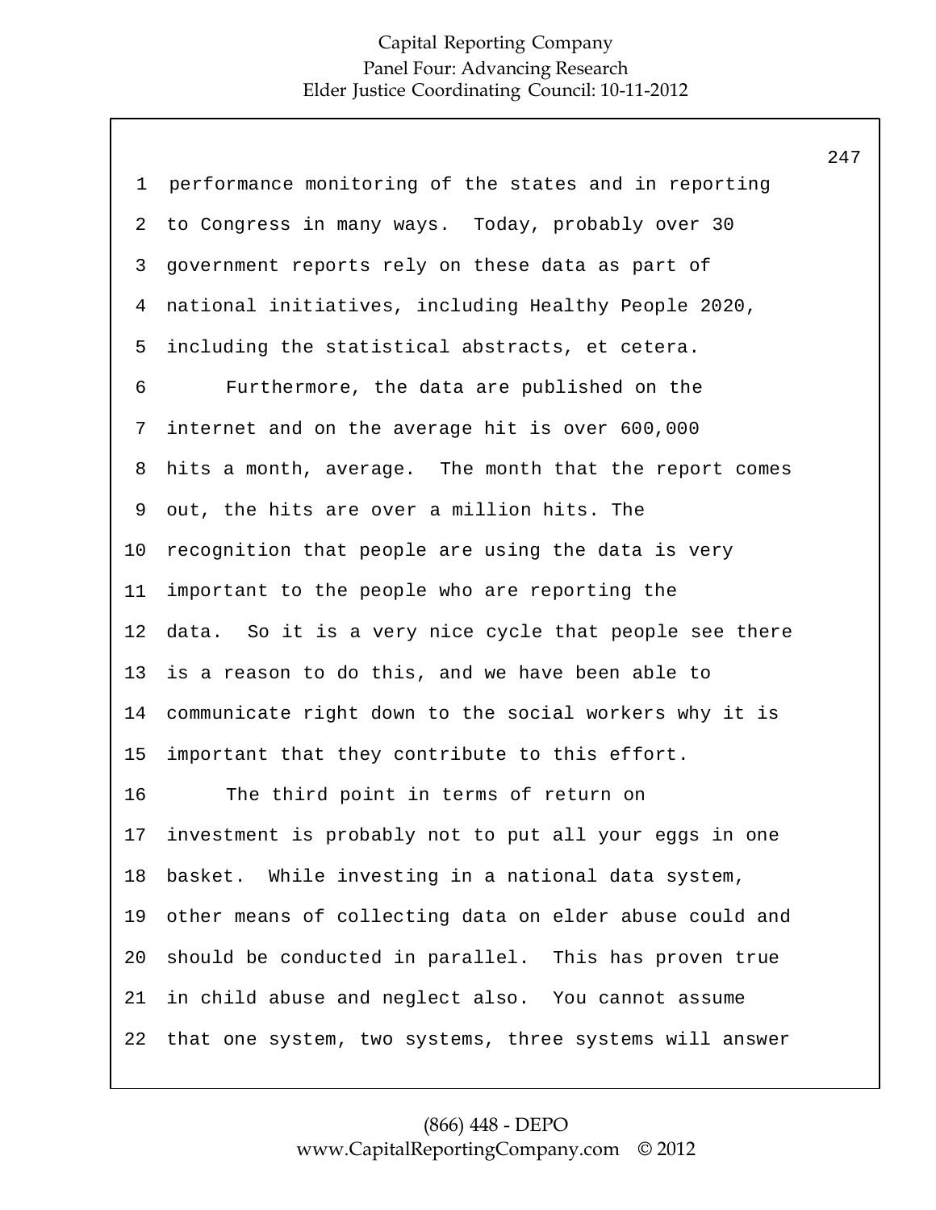performance monitoring of the states and in reporting to Congress in many ways. Today, probably over 30 government reports rely on these data as part of national initiatives, including Healthy People 2020, including the statistical abstracts, et cetera.

Furthermore, the data are published on the internet and on the average hit is over 600,000 hits a month, average. The month that the report comes out, the hits are over a million hits. The recognition that people are using the data is very important to the people who are reporting the data. So it is a very nice cycle that people see there is a reason to do this, and we have been able to communicate right down to the social workers why it is important that they contribute to this effort.

The third point in terms of return on investment is probably not to put all your eggs in one basket. While investing in a national data system, other means of collecting data on elder abuse could and should be conducted in parallel. This has proven true in child abuse and neglect also. You cannot assume that one system, two systems, three systems will answer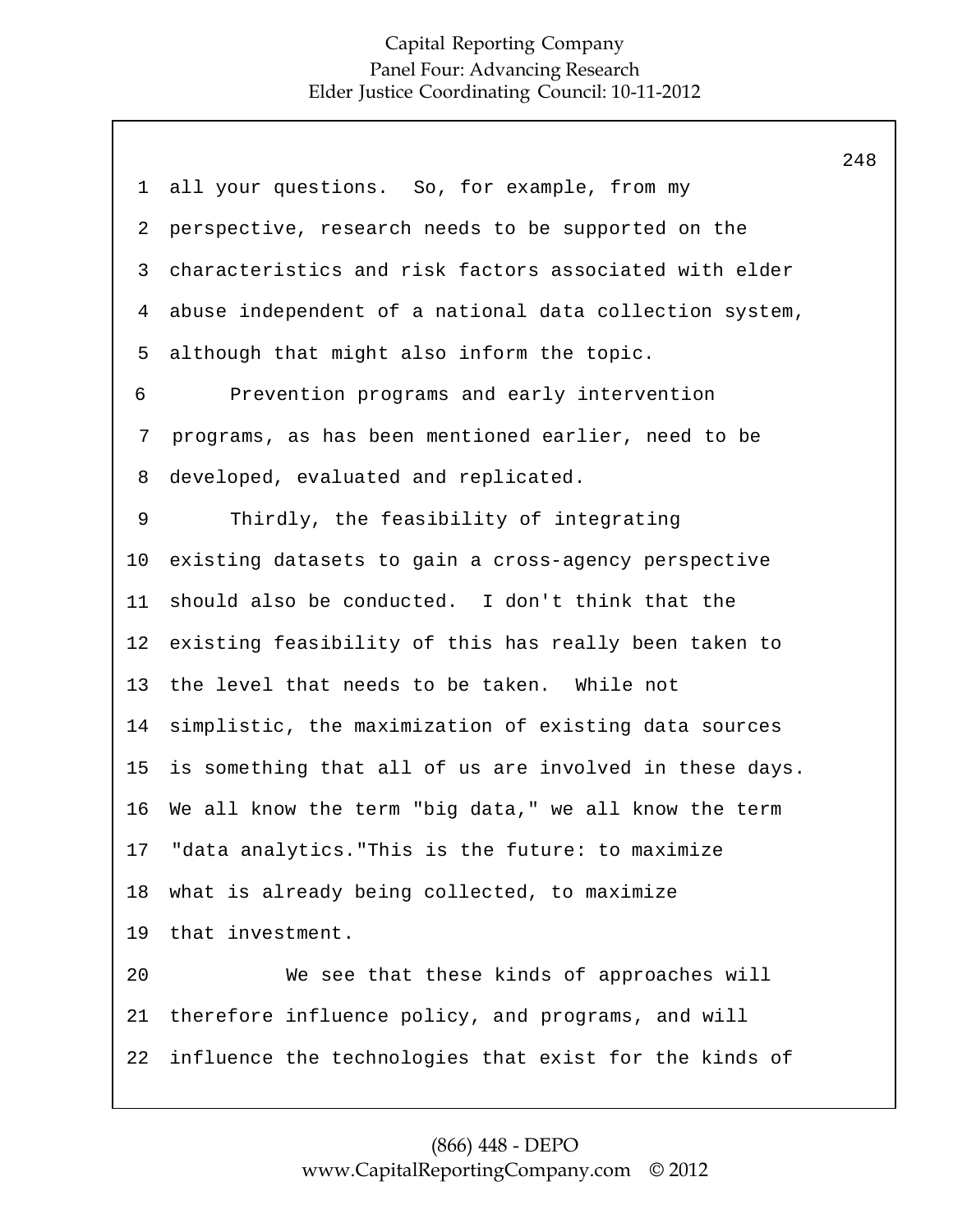all your questions. So, for example, from my perspective, research needs to be supported on the characteristics and risk factors associated with elder abuse independent of a national data collection system, although that might also inform the topic.

Prevention programs and early intervention programs, as has been mentioned earlier, need to be developed, evaluated and replicated.

Thirdly, the feasibility of integrating existing datasets to gain a cross-agency perspective should also be conducted. I don't think that the existing feasibility of this has really been taken to the level that needs to be taken. While not simplistic, the maximization of existing data sources is something that all of us are involved in these days. We all know the term "big data," we all know the term "data analytics."This is the future: to maximize what is already being collected, to maximize that investment.

We see that these kinds of approaches will therefore influence policy, and programs, and will influence the technologies that exist for the kinds of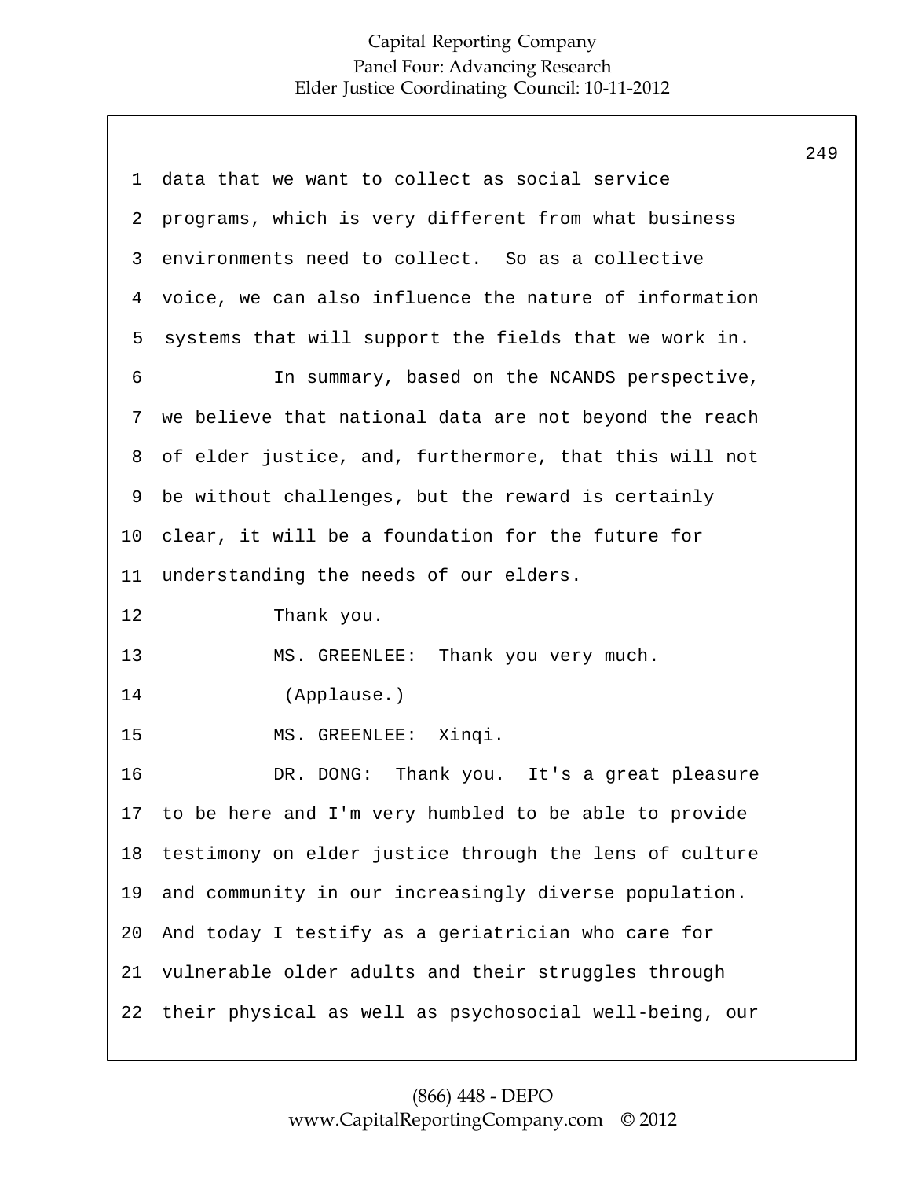data that we want to collect as social service programs, which is very different from what business environments need to collect. So as a collective voice, we can also influence the nature of information systems that will support the fields that we work in.

In summary, based on the NCANDS perspective, we believe that national data are not beyond the reach of elder justice, and, furthermore, that this will not be without challenges, but the reward is certainly clear, it will be a foundation for the future for understanding the needs of our elders.

Thank you.

MS. GREENLEE: Thank you very much.

(Applause.)

MS. GREENLEE: Xinqi.

DR. DONG: Thank you. It's a great pleasure to be here and I'm very humbled to be able to provide testimony on elder justice through the lens of culture and community in our increasingly diverse population. And today I testify as a geriatrician who care for vulnerable older adults and their struggles through their physical as well as psychosocial well-being, our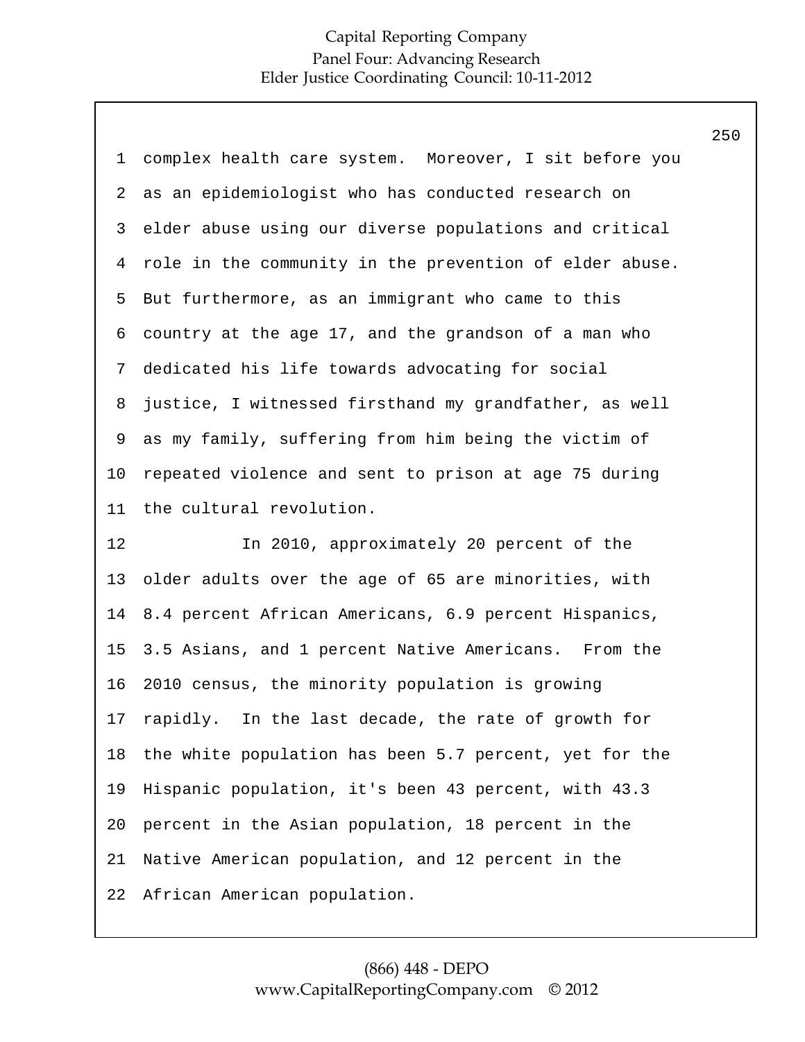complex health care system. Moreover, I sit before you as an epidemiologist who has conducted research on elder abuse using our diverse populations and critical role in the community in the prevention of elder abuse. But furthermore, as an immigrant who came to this country at the age 17, and the grandson of a man who dedicated his life towards advocating for social justice, I witnessed firsthand my grandfather, as well as my family, suffering from him being the victim of repeated violence and sent to prison at age 75 during the cultural revolution.

In 2010, approximately 20 percent of the older adults over the age of 65 are minorities, with 8.4 percent African Americans, 6.9 percent Hispanics, 3.5 Asians, and 1 percent Native Americans. From the 2010 census, the minority population is growing rapidly. In the last decade, the rate of growth for the white population has been 5.7 percent, yet for the Hispanic population, it's been 43 percent, with 43.3 percent in the Asian population, 18 percent in the Native American population, and 12 percent in the African American population.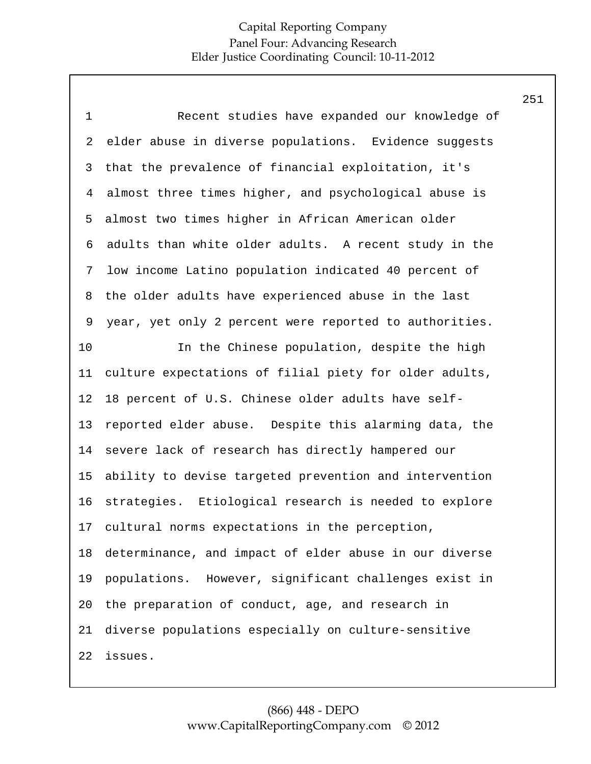Recent studies have expanded our knowledge of elder abuse in diverse populations. Evidence suggests that the prevalence of financial exploitation, it's almost three times higher, and psychological abuse is almost two times higher in African American older adults than white older adults. A recent study in the low income Latino population indicated 40 percent of the older adults have experienced abuse in the last year, yet only 2 percent were reported to authorities.

In the Chinese population, despite the high culture expectations of filial piety for older adults, 18 percent of U.S. Chinese older adults have self-reported elder abuse. Despite this alarming data, the severe lack of research has directly hampered our ability to devise targeted prevention and intervention strategies. Etiological research is needed to explore cultural norms expectations in the perception, determinance, and impact of elder abuse in our diverse populations. However, significant challenges exist in the preparation of conduct, age, and research in diverse populations especially on culture-sensitive issues.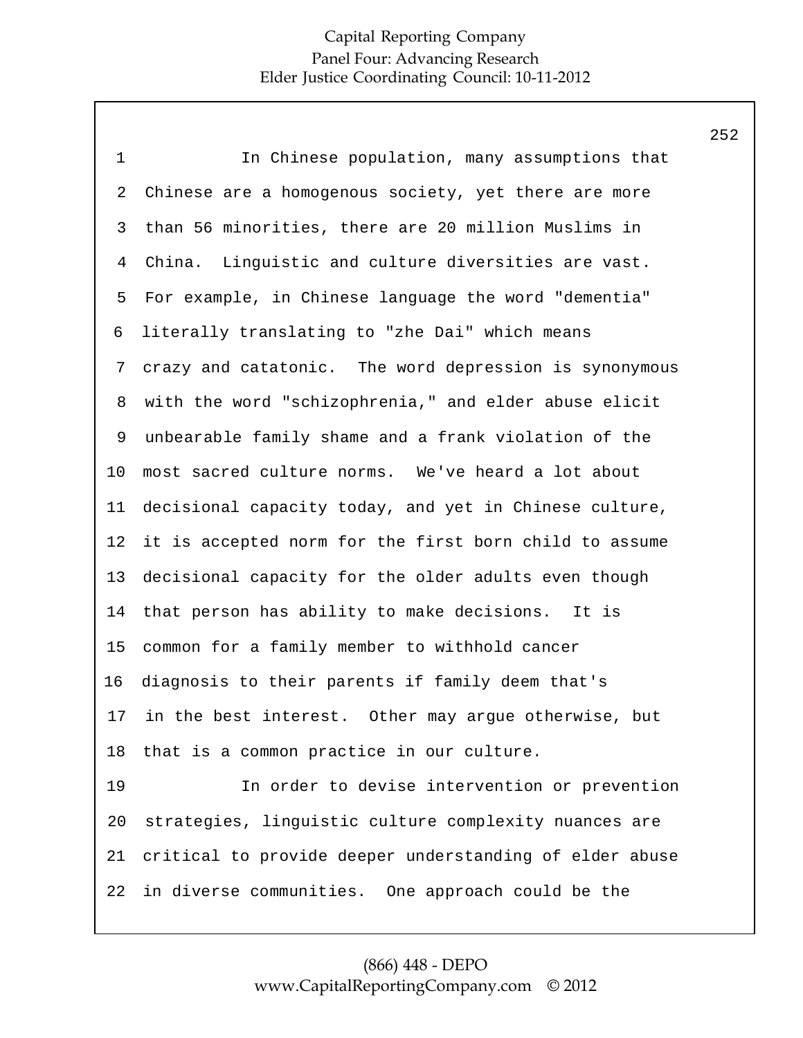In Chinese population, many assumptions that Chinese are a homogenous society, yet there are more than 56 minorities, there are 20 million Muslims in China. Linguistic and culture diversities are vast. For example, in Chinese language the word "dementia" literally translating to "zhe Dai" which means crazy and catatonic. The word depression is synonymous with the word "schizophrenia," and elder abuse elicit unbearable family shame and a frank violation of the most sacred culture norms. We've heard a lot about decisional capacity today, and yet in Chinese culture, it is accepted norm for the first born child to assume decisional capacity for the older adults even though that person has ability to make decisions. It is common for a family member to withhold cancer diagnosis to their parents if family deem that's in the best interest. Other may argue otherwise, but that is a common practice in our culture.

In order to devise intervention or prevention strategies, linguistic culture complexity nuances are critical to provide deeper understanding of elder abuse in diverse communities. One approach could be the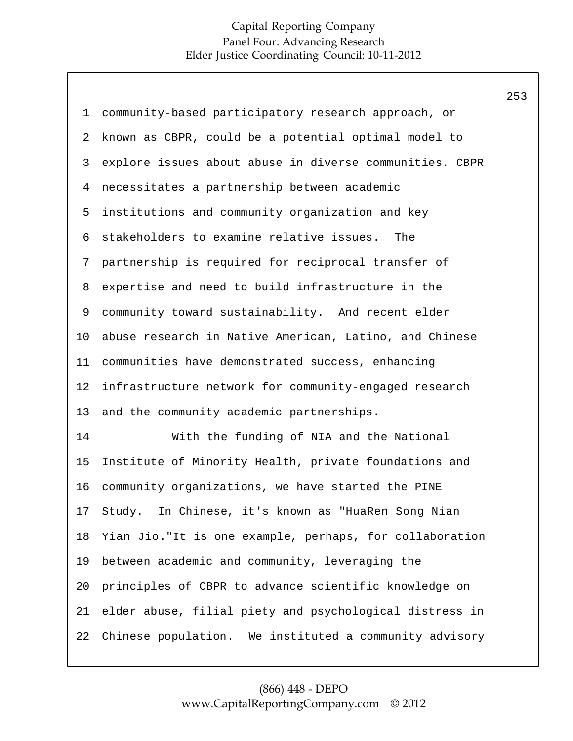community-based participatory research approach, or known as CBPR, could be a potential optimal model to explore issues about abuse in diverse communities. CBPR necessitates a partnership between academic institutions and community organization and key stakeholders to examine relative issues. The partnership is required for reciprocal transfer of expertise and need to build infrastructure in the community toward sustainability. And recent elder abuse research in Native American, Latino, and Chinese communities have demonstrated success, enhancing infrastructure network for community-engaged research and the community academic partnerships.

With the funding of NIA and the National Institute of Minority Health, private foundations and community organizations, we have started the PINE Study. In Chinese, it's known as "HuaRen Song Nian Yian Jio."It is one example, perhaps, for collaboration between academic and community, leveraging the principles of CBPR to advance scientific knowledge on elder abuse, filial piety and psychological distress in Chinese population. We instituted a community advisory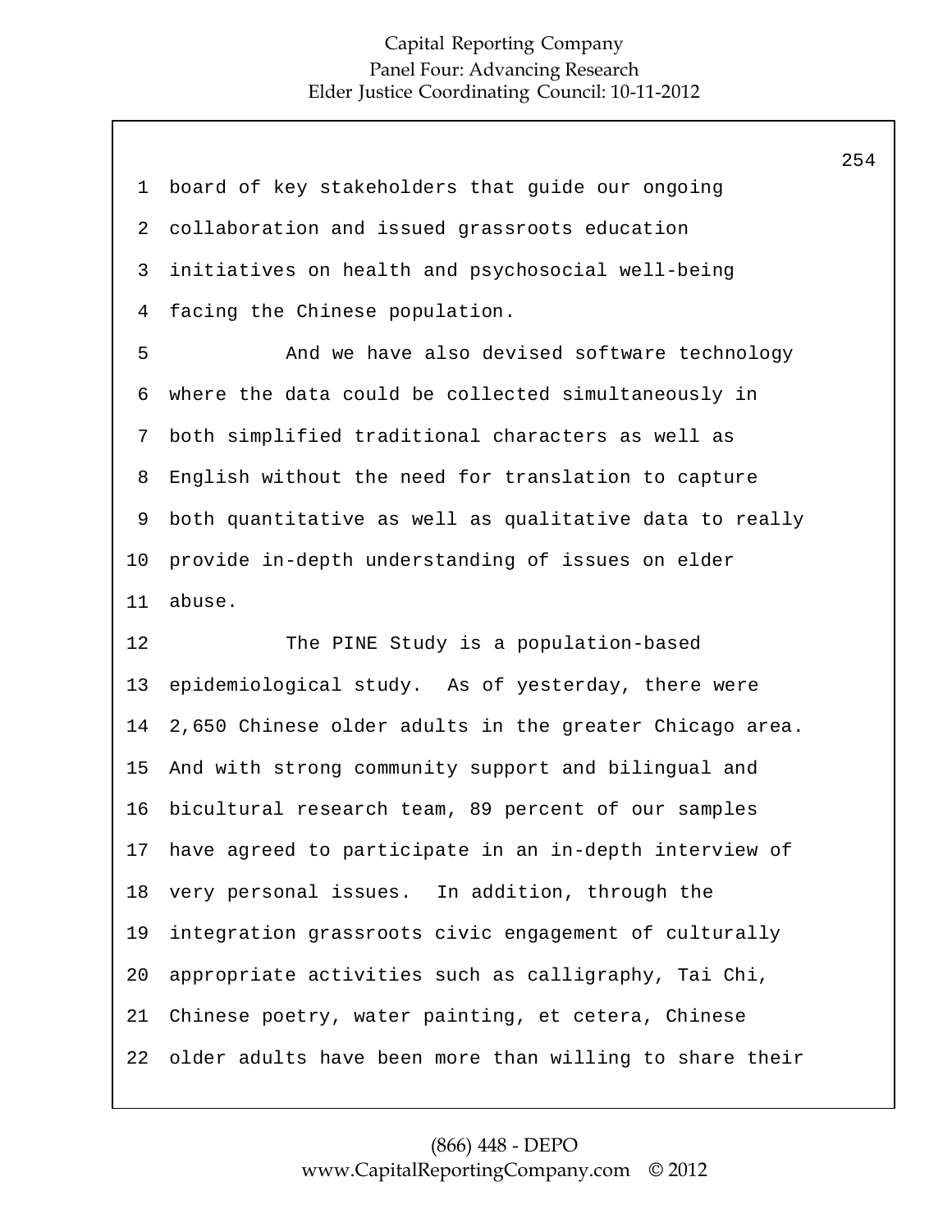board of key stakeholders that guide our ongoing collaboration and issued grassroots education initiatives on health and psychosocial well-being facing the Chinese population.

And we have also devised software technology where the data could be collected simultaneously in both simplified traditional characters as well as English without the need for translation to capture both quantitative as well as qualitative data to really provide in-depth understanding of issues on elder abuse.

The PINE Study is a population-based epidemiological study. As of yesterday, there were 2,650 Chinese older adults in the greater Chicago area. And with strong community support and bilingual and bicultural research team, 89 percent of our samples have agreed to participate in an in-depth interview of very personal issues. In addition, through the integration grassroots civic engagement of culturally appropriate activities such as calligraphy, Tai Chi, Chinese poetry, water painting, et cetera, Chinese older adults have been more than willing to share their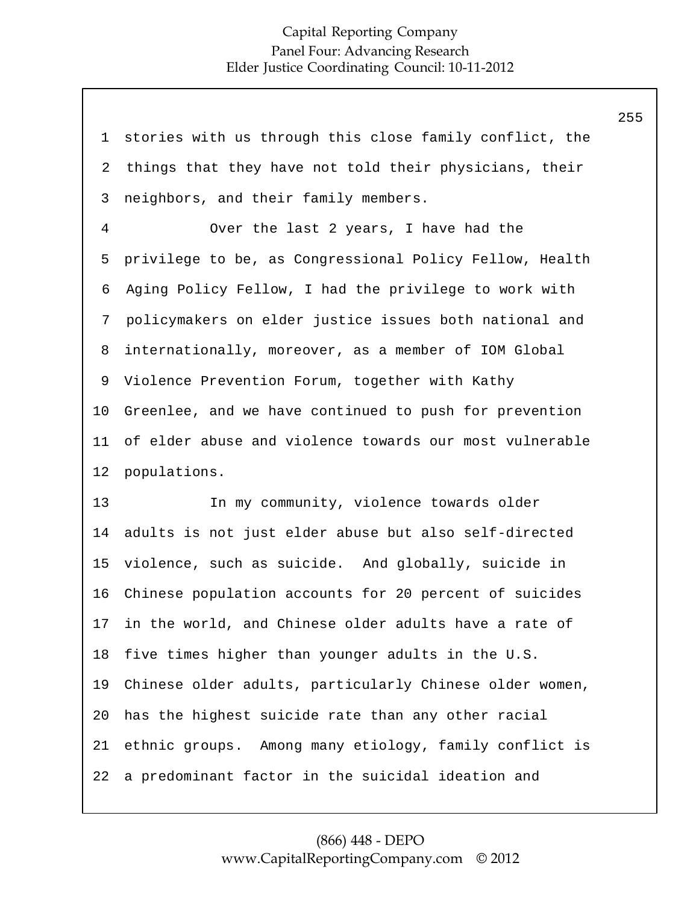stories with us through this close family conflict, the things that they have not told their physicians, their neighbors, and their family members.

Over the last 2 years, I have had the privilege to be, as Congressional Policy Fellow, Health Aging Policy Fellow, I had the privilege to work with policymakers on elder justice issues both national and internationally, moreover, as a member of IOM Global Violence Prevention Forum, together with Kathy Greenlee, and we have continued to push for prevention of elder abuse and violence towards our most vulnerable populations.

In my community, violence towards older adults is not just elder abuse but also self-directed violence, such as suicide. And globally, suicide in Chinese population accounts for 20 percent of suicides in the world, and Chinese older adults have a rate of five times higher than younger adults in the U.S. Chinese older adults, particularly Chinese older women, has the highest suicide rate than any other racial ethnic groups. Among many etiology, family conflict is a predominant factor in the suicidal ideation and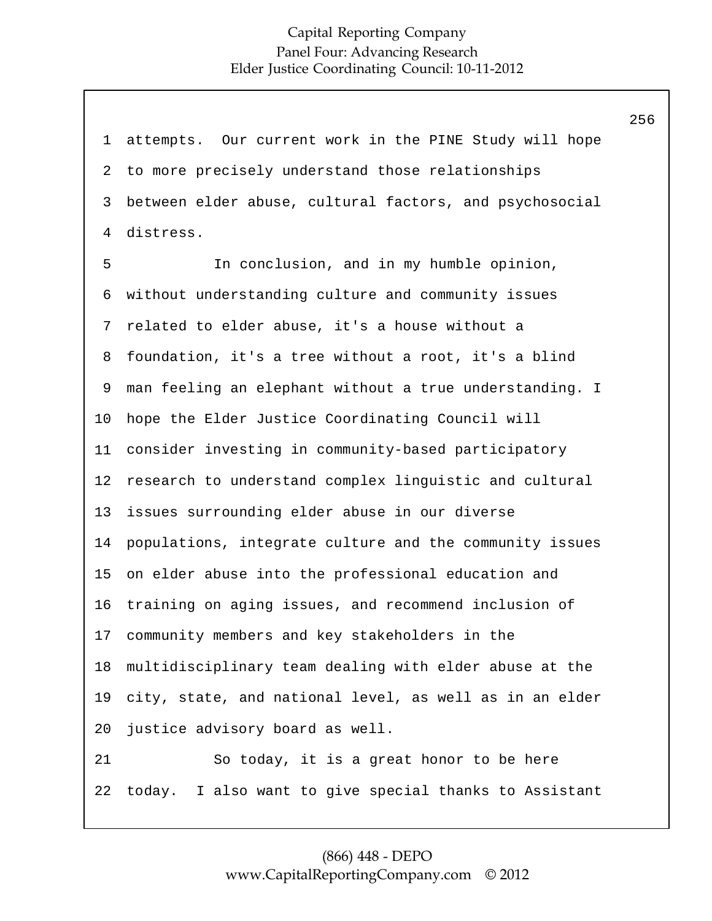attempts. Our current work in the PINE Study will hope to more precisely understand those relationships between elder abuse, cultural factors, and psychosocial distress.

In conclusion, and in my humble opinion, without understanding culture and community issues related to elder abuse, it's a house without a foundation, it's a tree without a root, it's a blind man feeling an elephant without a true understanding. I hope the Elder Justice Coordinating Council will consider investing in community-based participatory research to understand complex linguistic and cultural issues surrounding elder abuse in our diverse populations, integrate culture and the community issues on elder abuse into the professional education and training on aging issues, and recommend inclusion of community members and key stakeholders in the multidisciplinary team dealing with elder abuse at the city, state, and national level, as well as in an elder justice advisory board as well.

So today, it is a great honor to be here today. I also want to give special thanks to Assistant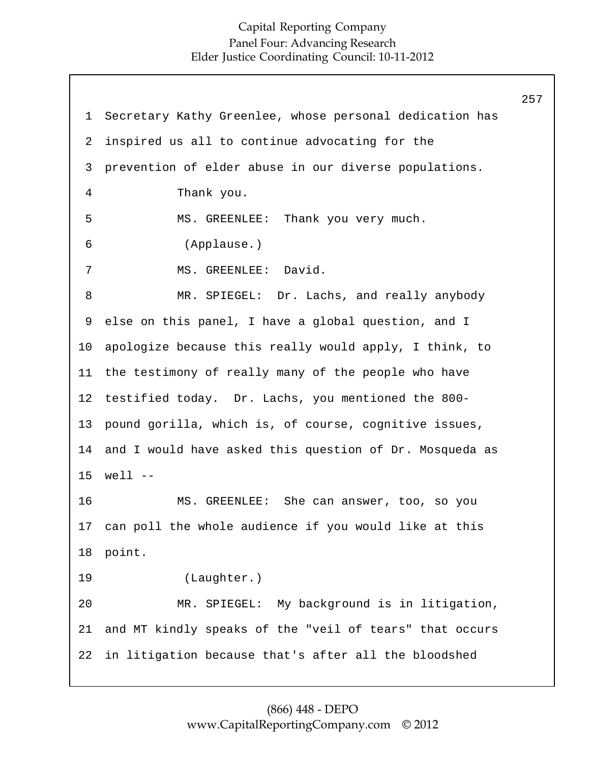1 Secretary Kathy Greenlee, whose personal dedication has
2 inspired us all to continue advocating for the
3 prevention of elder abuse in our diverse populations.
4 Thank you.
5 MS. GREENLEE: Thank you very much.
6 (Applause.)
7 MS. GREENLEE: David.
8 MR. SPIEGEL: Dr. Lachs, and really anybody
9 else on this panel, I have a global question, and I
10 apologize because this really would apply, I think, to
11 the testimony of really many of the people who have
12 testified today. Dr. Lachs, you mentioned the 800-
13 pound gorilla, which is, of course, cognitive issues,
14 and I would have asked this question of Dr. Mosqueda as
15 well --
16 MS. GREENLEE: She can answer, too, so you
17 can poll the whole audience if you would like at this
18 point.
19 (Laughter.)
20 MR. SPIEGEL: My background is in litigation,
21 and MT kindly speaks of the "veil of tears" that occurs
22 in litigation because that's after all the bloodshed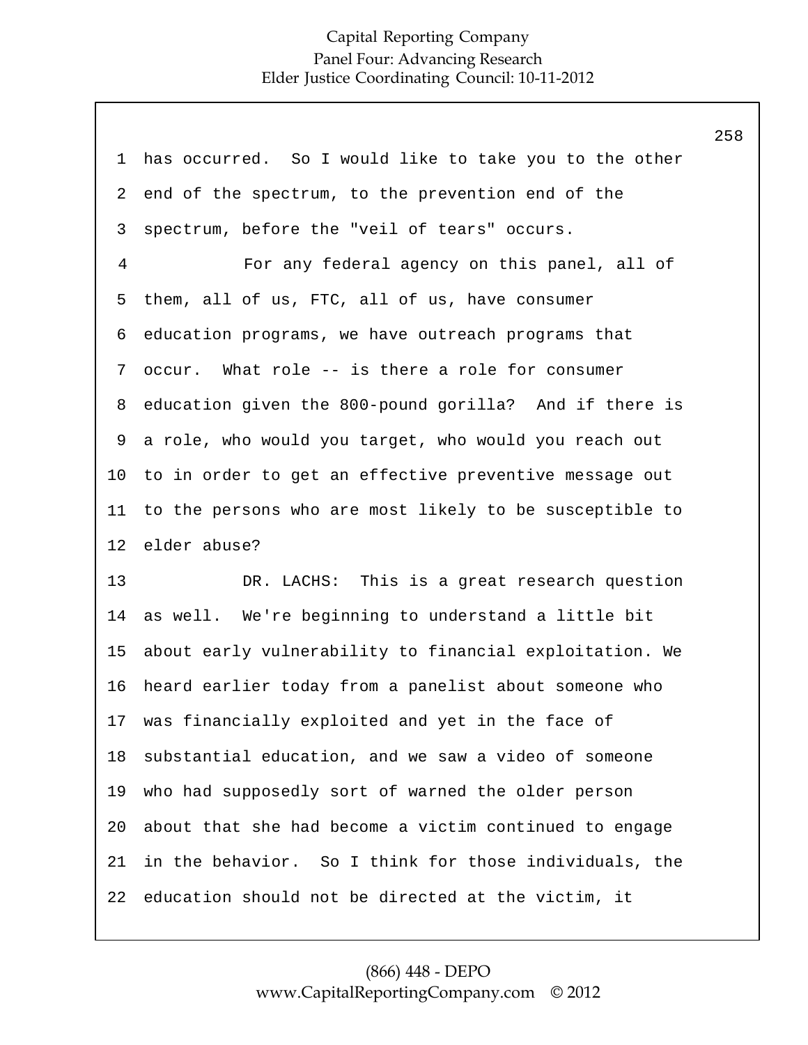has occurred. So I would like to take you to the other end of the spectrum, to the prevention end of the spectrum, before the "veil of tears" occurs.

For any federal agency on this panel, all of them, all of us, FTC, all of us, have consumer education programs, we have outreach programs that occur. What role -- is there a role for consumer education given the 800-pound gorilla? And if there is a role, who would you target, who would you reach out to in order to get an effective preventive message out to the persons who are most likely to be susceptible to elder abuse?

DR. LACHS: This is a great research question as well. We're beginning to understand a little bit about early vulnerability to financial exploitation. We heard earlier today from a panelist about someone who was financially exploited and yet in the face of substantial education, and we saw a video of someone who had supposedly sort of warned the older person about that she had become a victim continued to engage in the behavior. So I think for those individuals, the education should not be directed at the victim, it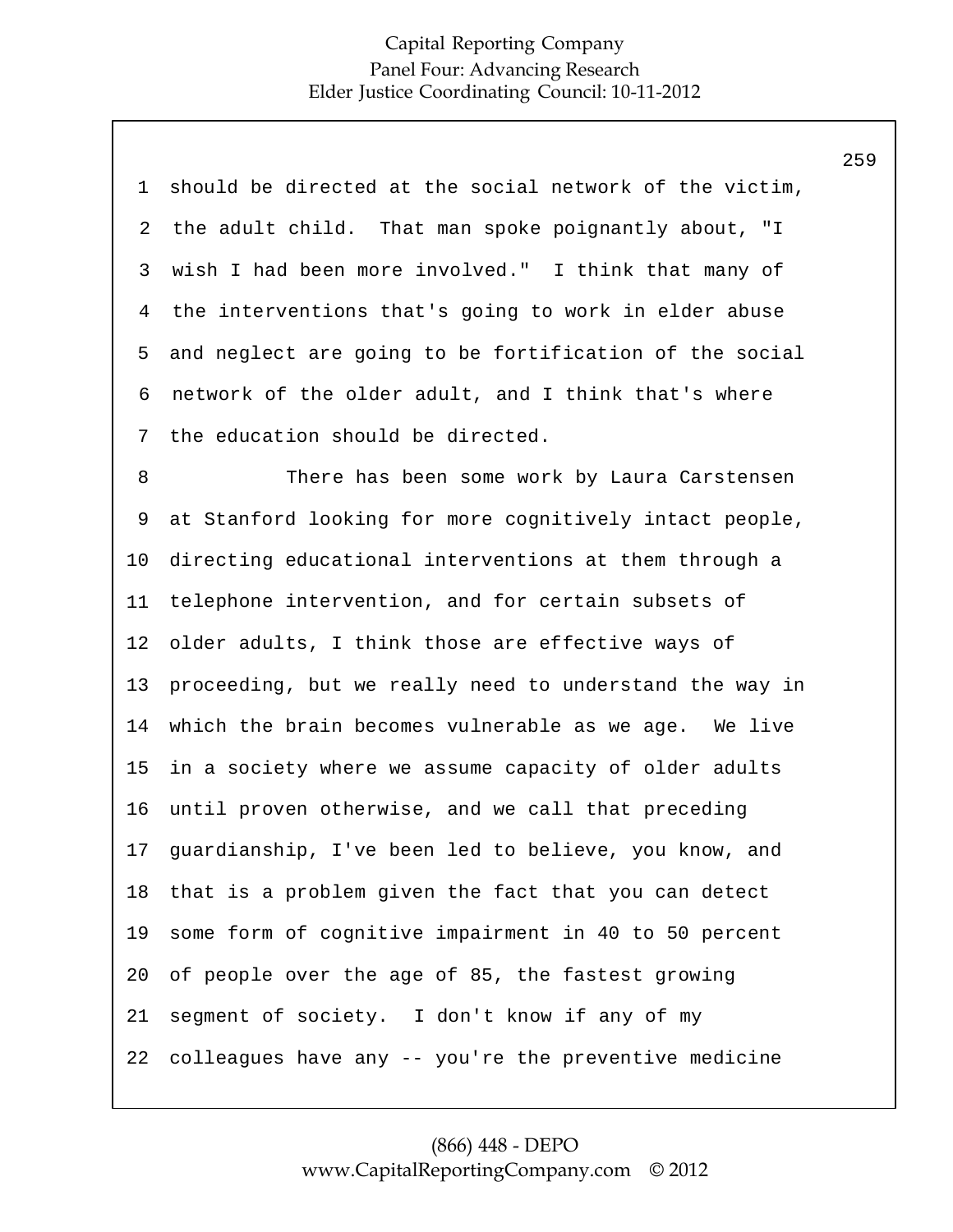should be directed at the social network of the victim, the adult child. That man spoke poignantly about, "I wish I had been more involved." I think that many of the interventions that's going to work in elder abuse and neglect are going to be fortification of the social network of the older adult, and I think that's where the education should be directed.

There has been some work by Laura Carstensen at Stanford looking for more cognitively intact people, directing educational interventions at them through a telephone intervention, and for certain subsets of older adults, I think those are effective ways of proceeding, but we really need to understand the way in which the brain becomes vulnerable as we age. We live in a society where we assume capacity of older adults until proven otherwise, and we call that preceding guardianship, I've been led to believe, you know, and that is a problem given the fact that you can detect some form of cognitive impairment in 40 to 50 percent of people over the age of 85, the fastest growing segment of society. I don't know if any of my colleagues have any -- you're the preventive medicine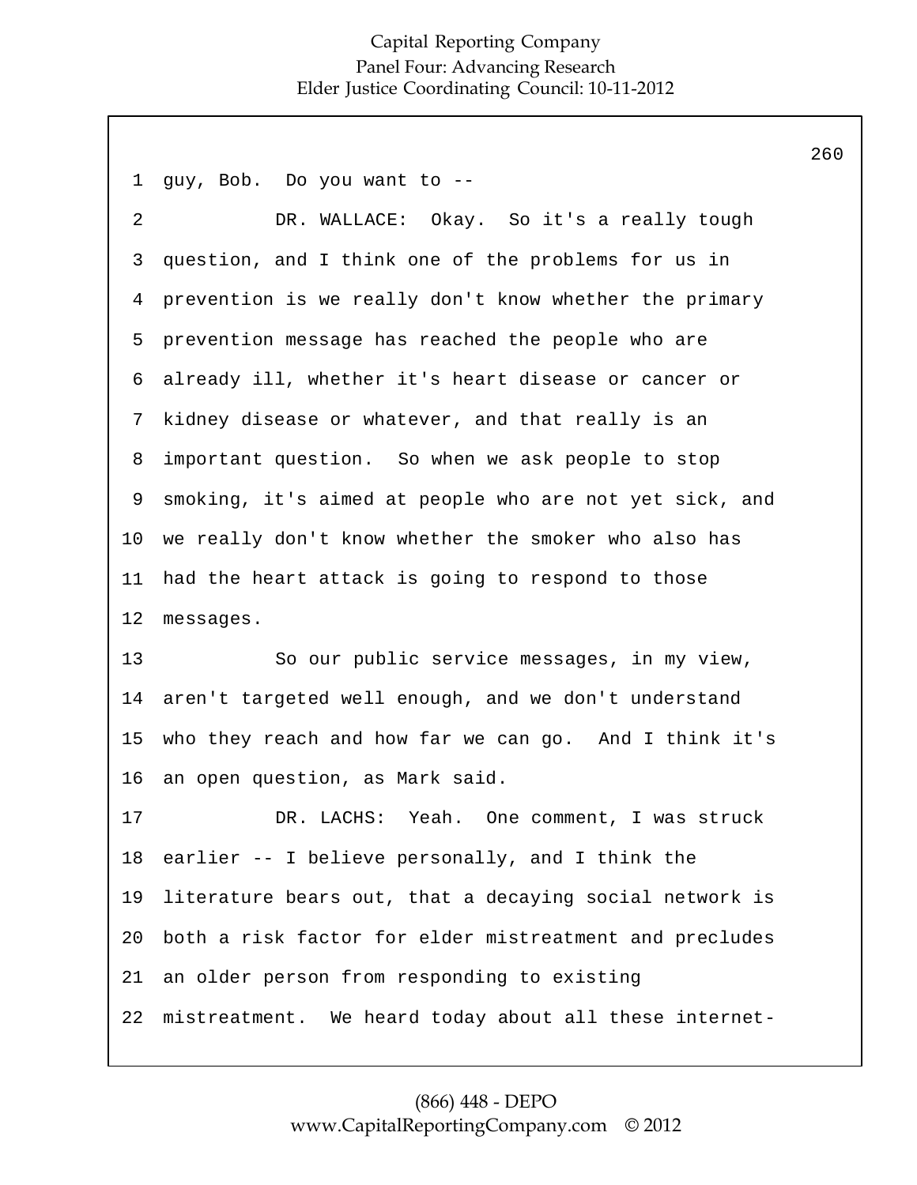guy, Bob. Do you want to --

DR. WALLACE: Okay. So it's a really tough question, and I think one of the problems for us in prevention is we really don't know whether the primary prevention message has reached the people who are already ill, whether it's heart disease or cancer or kidney disease or whatever, and that really is an important question. So when we ask people to stop smoking, it's aimed at people who are not yet sick, and we really don't know whether the smoker who also has had the heart attack is going to respond to those messages.

So our public service messages, in my view, aren't targeted well enough, and we don't understand who they reach and how far we can go. And I think it's an open question, as Mark said.

DR. LACHS: Yeah. One comment, I was struck earlier -- I believe personally, and I think the literature bears out, that a decaying social network is both a risk factor for elder mistreatment and precludes an older person from responding to existing mistreatment. We heard today about all these internet-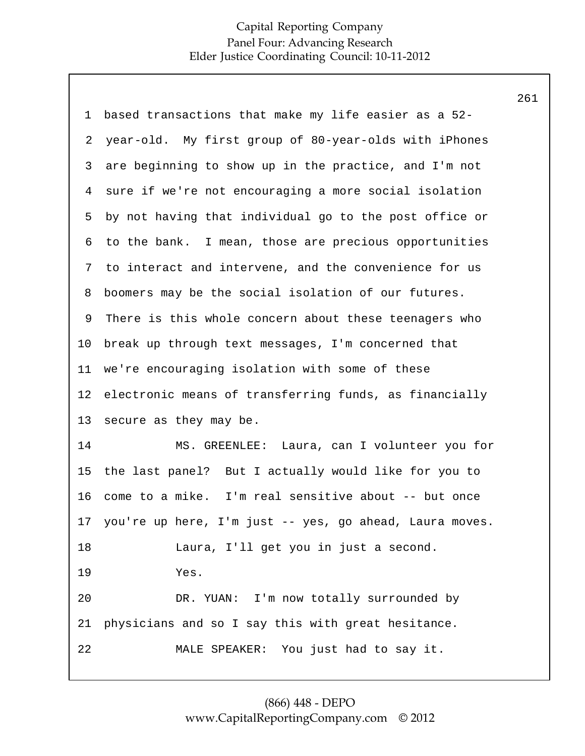based transactions that make my life easier as a 52-year-old. My first group of 80-year-olds with iPhones are beginning to show up in the practice, and I'm not sure if we're not encouraging a more social isolation by not having that individual go to the post office or to the bank. I mean, those are precious opportunities to interact and intervene, and the convenience for us boomers may be the social isolation of our futures. There is this whole concern about these teenagers who break up through text messages, I'm concerned that we're encouraging isolation with some of these electronic means of transferring funds, as financially secure as they may be.

MS. GREENLEE: Laura, can I volunteer you for the last panel? But I actually would like for you to come to a mike. I'm real sensitive about -- but once you're up here, I'm just -- yes, go ahead, Laura moves.

Laura, I'll get you in just a second.

Yes.

DR. YUAN: I'm now totally surrounded by physicians and so I say this with great hesitance.

MALE SPEAKER: You just had to say it.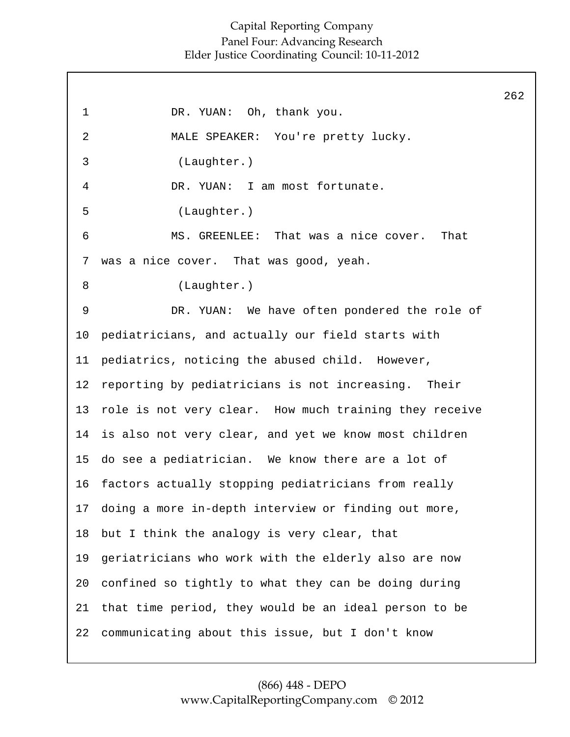DR. YUAN: Oh, thank you.

MALE SPEAKER: You're pretty lucky.

(Laughter.)

DR. YUAN: I am most fortunate.

(Laughter.)

MS. GREENLEE: That was a nice cover. That was a nice cover. That was good, yeah.

(Laughter.)

DR. YUAN: We have often pondered the role of pediatricians, and actually our field starts with pediatrics, noticing the abused child. However, reporting by pediatricians is not increasing. Their role is not very clear. How much training they receive is also not very clear, and yet we know most children do see a pediatrician. We know there are a lot of factors actually stopping pediatricians from really doing a more in-depth interview or finding out more, but I think the analogy is very clear, that geriatricians who work with the elderly also are now confined so tightly to what they can be doing during that time period, they would be an ideal person to be communicating about this issue, but I don't know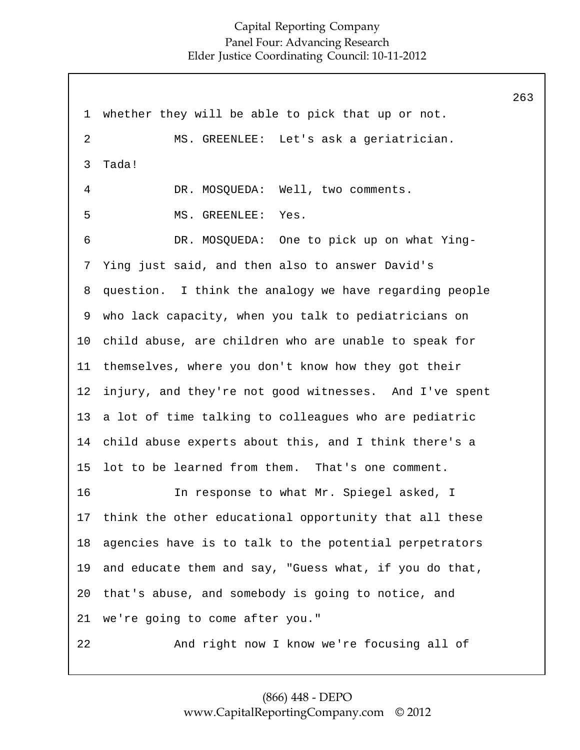whether they will be able to pick that up or not.

MS. GREENLEE: Let's ask a geriatrician. Tada!

DR. MOSQUEDA: Well, two comments.

MS. GREENLEE: Yes.

DR. MOSQUEDA: One to pick up on what Ying-Ying just said, and then also to answer David's question. I think the analogy we have regarding people who lack capacity, when you talk to pediatricians on child abuse, are children who are unable to speak for themselves, where you don't know how they got their injury, and they're not good witnesses. And I've spent a lot of time talking to colleagues who are pediatric child abuse experts about this, and I think there's a lot to be learned from them. That's one comment.

In response to what Mr. Spiegel asked, I think the other educational opportunity that all these agencies have is to talk to the potential perpetrators and educate them and say, "Guess what, if you do that, that's abuse, and somebody is going to notice, and we're going to come after you."

And right now I know we're focusing all of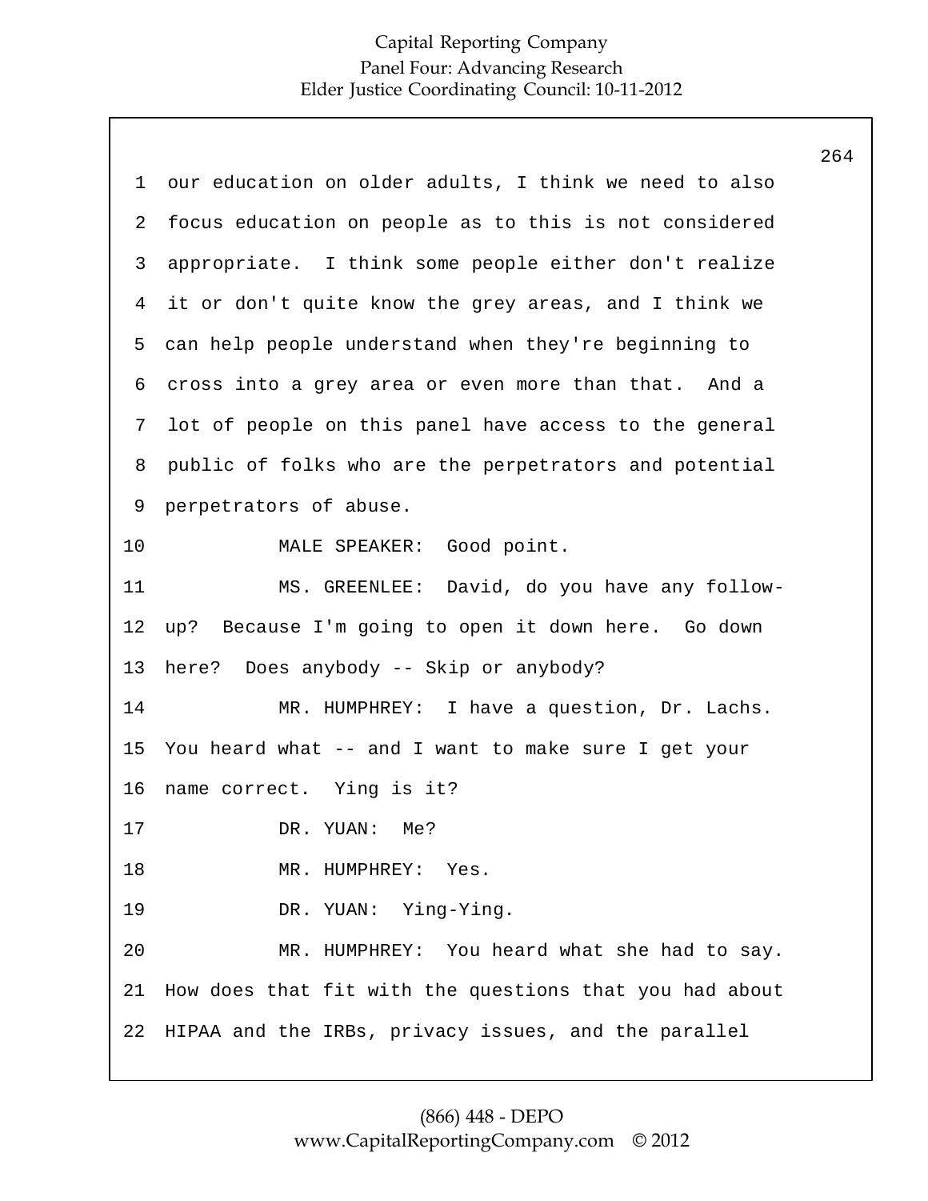our education on older adults, I think we need to also focus education on people as to this is not considered appropriate. I think some people either don't realize it or don't quite know the grey areas, and I think we can help people understand when they're beginning to cross into a grey area or even more than that. And a lot of people on this panel have access to the general public of folks who are the perpetrators and potential perpetrators of abuse.

MALE SPEAKER: Good point.

MS. GREENLEE: David, do you have any follow-up? Because I'm going to open it down here. Go down here? Does anybody -- Skip or anybody?

MR. HUMPHREY: I have a question, Dr. Lachs. You heard what -- and I want to make sure I get your name correct. Ying is it?

DR. YUAN: Me?

MR. HUMPHREY: Yes.

DR. YUAN: Ying-Ying.

MR. HUMPHREY: You heard what she had to say. How does that fit with the questions that you had about HIPAA and the IRBs, privacy issues, and the parallel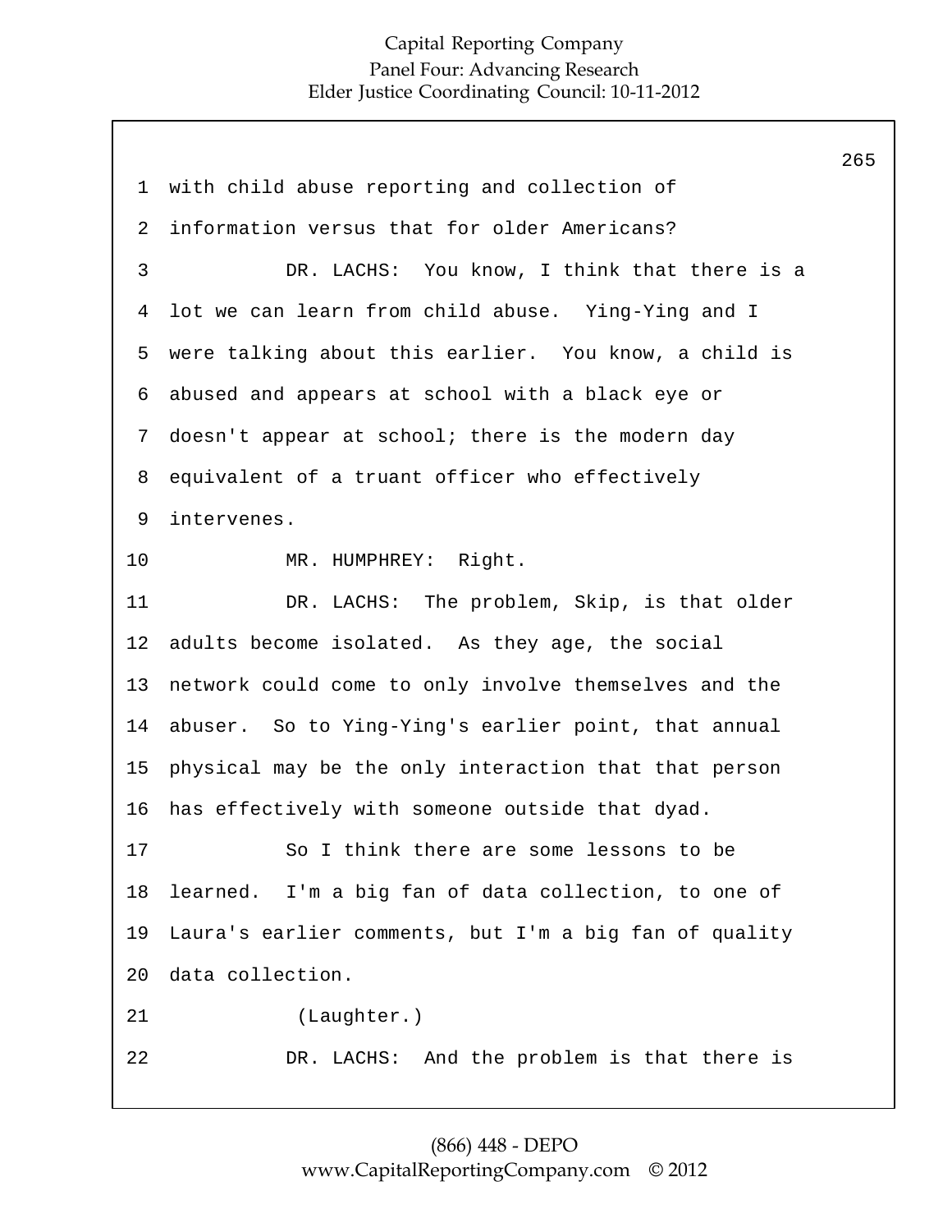with child abuse reporting and collection of information versus that for older Americans?

DR. LACHS: You know, I think that there is a lot we can learn from child abuse. Ying-Ying and I were talking about this earlier. You know, a child is abused and appears at school with a black eye or doesn't appear at school; there is the modern day equivalent of a truant officer who effectively intervenes.

MR. HUMPHREY: Right.

DR. LACHS: The problem, Skip, is that older adults become isolated. As they age, the social network could come to only involve themselves and the abuser. So to Ying-Ying's earlier point, that annual physical may be the only interaction that that person has effectively with someone outside that dyad.

So I think there are some lessons to be learned. I'm a big fan of data collection, to one of Laura's earlier comments, but I'm a big fan of quality data collection.

(Laughter.)

DR. LACHS: And the problem is that there is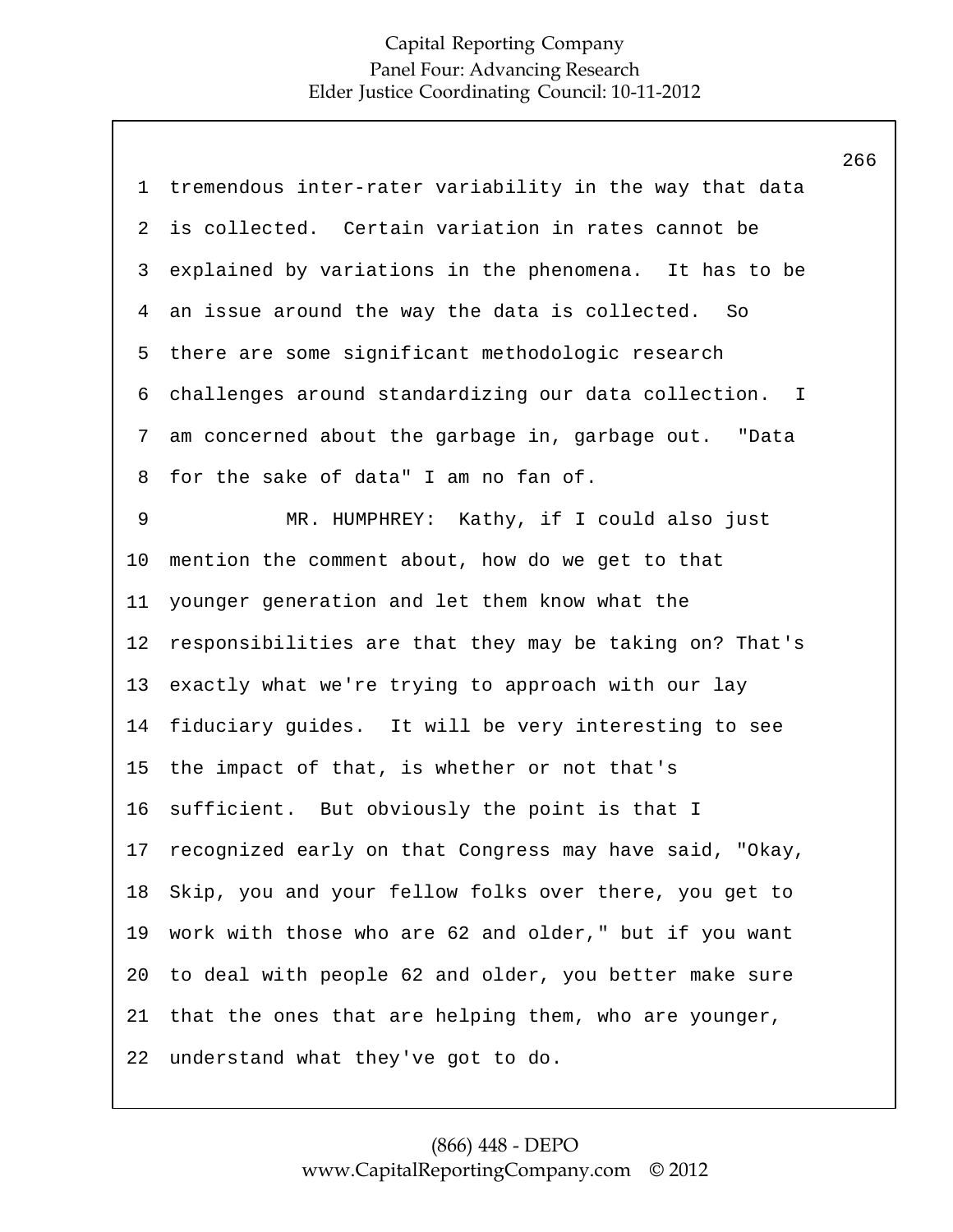tremendous inter-rater variability in the way that data is collected. Certain variation in rates cannot be explained by variations in the phenomena. It has to be an issue around the way the data is collected. So there are some significant methodologic research challenges around standardizing our data collection. I am concerned about the garbage in, garbage out. "Data for the sake of data" I am no fan of.

MR. HUMPHREY: Kathy, if I could also just mention the comment about, how do we get to that younger generation and let them know what the responsibilities are that they may be taking on? That's exactly what we're trying to approach with our lay fiduciary guides. It will be very interesting to see the impact of that, is whether or not that's sufficient. But obviously the point is that I recognized early on that Congress may have said, "Okay, Skip, you and your fellow folks over there, you get to work with those who are 62 and older," but if you want to deal with people 62 and older, you better make sure that the ones that are helping them, who are younger, understand what they've got to do.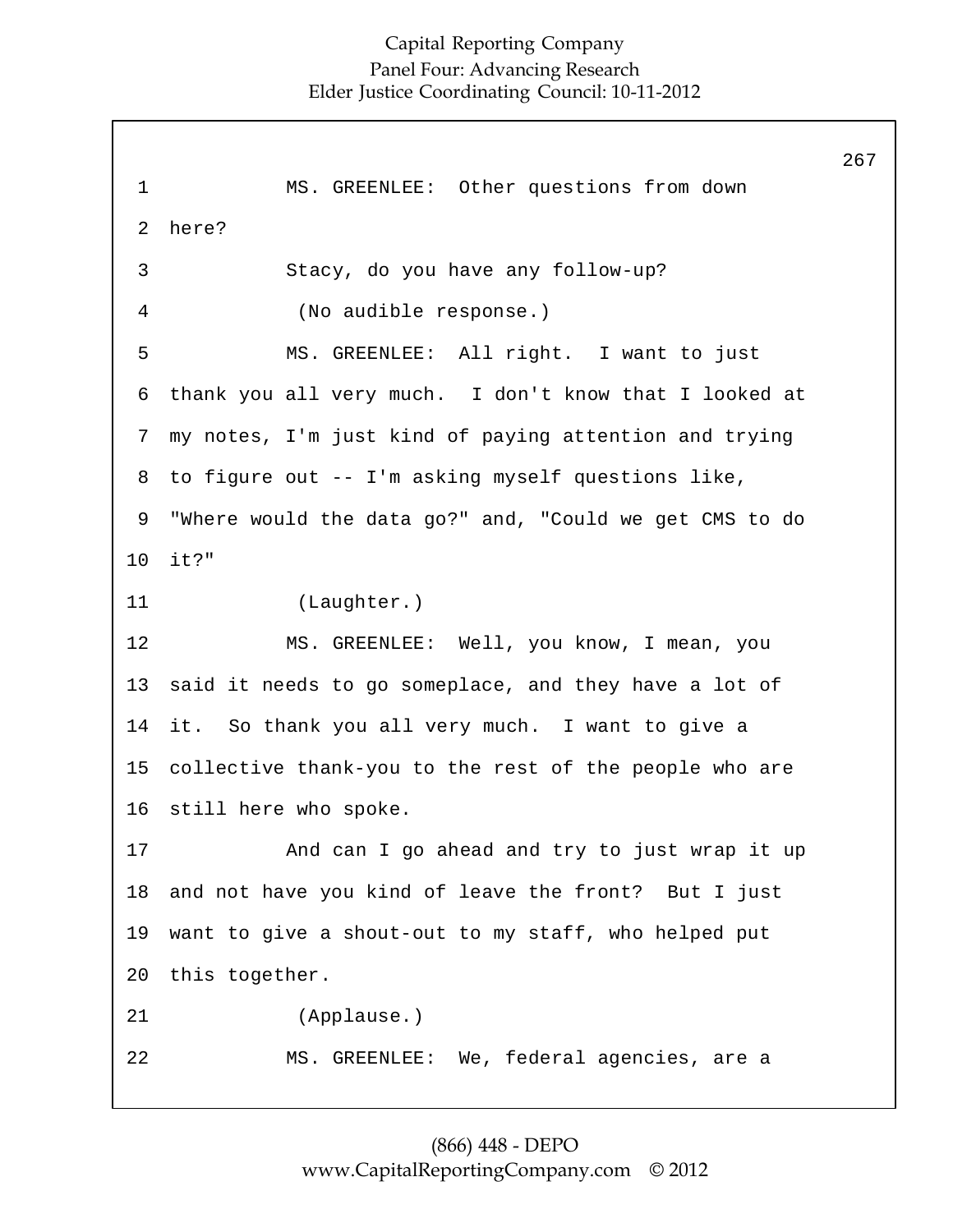MS. GREENLEE: Other questions from down here?

Stacy, do you have any follow-up?

(No audible response.)

MS. GREENLEE: All right. I want to just thank you all very much. I don't know that I looked at my notes, I'm just kind of paying attention and trying to figure out -- I'm asking myself questions like, "Where would the data go?" and, "Could we get CMS to do it?"

(Laughter.)

MS. GREENLEE: Well, you know, I mean, you said it needs to go someplace, and they have a lot of it. So thank you all very much. I want to give a collective thank-you to the rest of the people who are still here who spoke.

And can I go ahead and try to just wrap it up and not have you kind of leave the front? But I just want to give a shout-out to my staff, who helped put this together.

(Applause.)

MS. GREENLEE: We, federal agencies, are a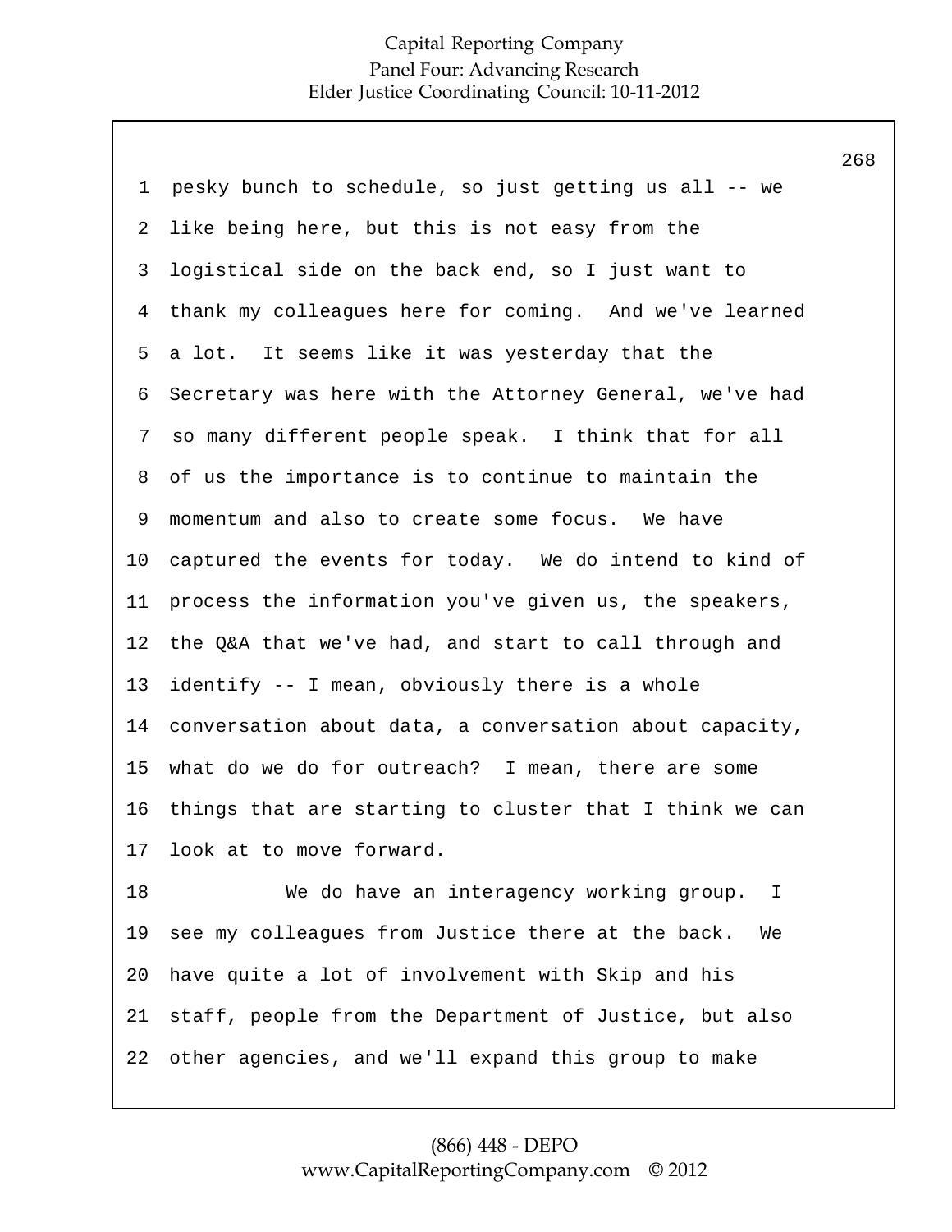pesky bunch to schedule, so just getting us all -- we like being here, but this is not easy from the logistical side on the back end, so I just want to thank my colleagues here for coming. And we've learned a lot. It seems like it was yesterday that the Secretary was here with the Attorney General, we've had so many different people speak. I think that for all of us the importance is to continue to maintain the momentum and also to create some focus. We have captured the events for today. We do intend to kind of process the information you've given us, the speakers, the Q&A that we've had, and start to call through and identify -- I mean, obviously there is a whole conversation about data, a conversation about capacity, what do we do for outreach? I mean, there are some things that are starting to cluster that I think we can look at to move forward.

We do have an interagency working group. I see my colleagues from Justice there at the back. We have quite a lot of involvement with Skip and his staff, people from the Department of Justice, but also other agencies, and we'll expand this group to make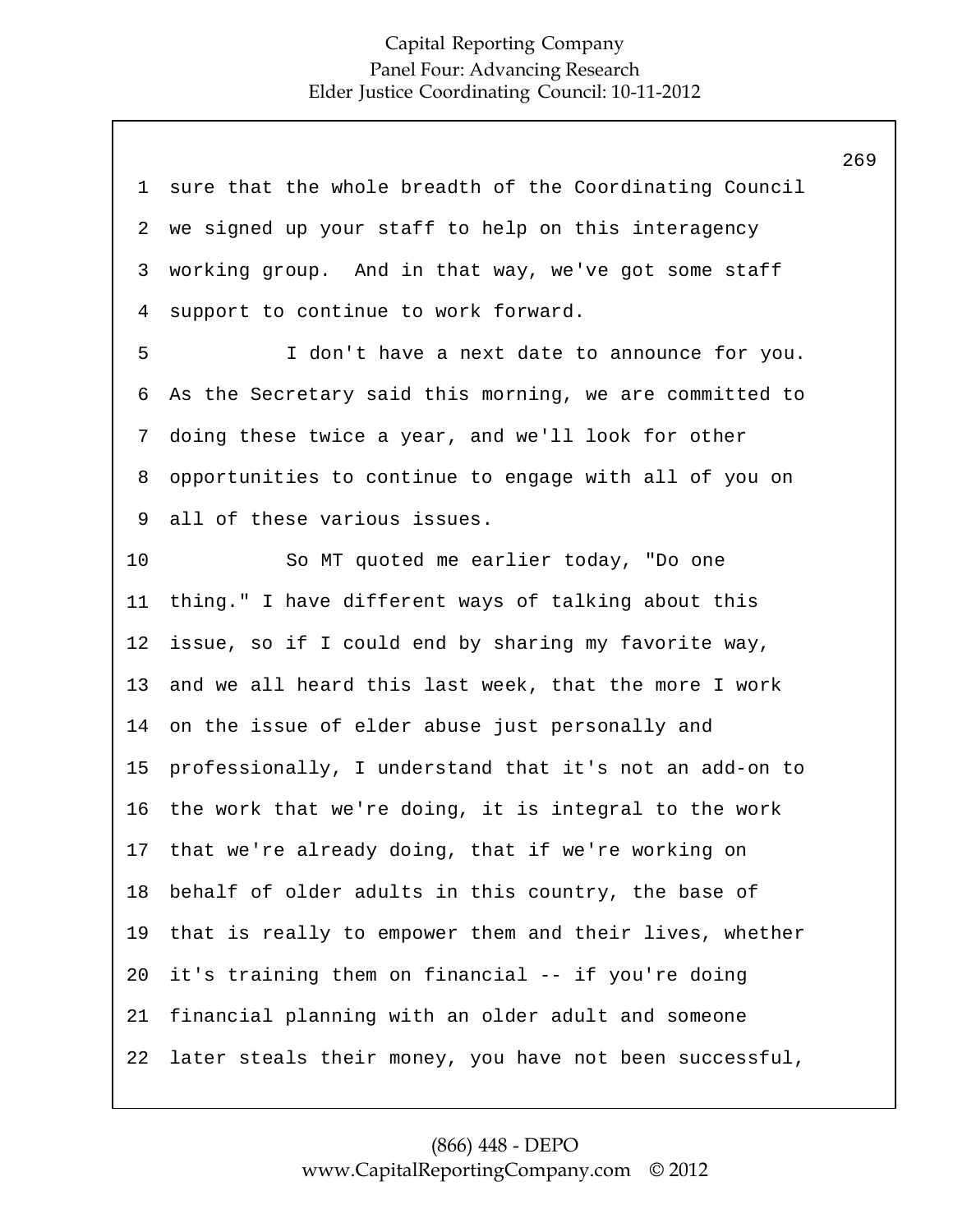sure that the whole breadth of the Coordinating Council we signed up your staff to help on this interagency working group. And in that way, we've got some staff support to continue to work forward.

I don't have a next date to announce for you. As the Secretary said this morning, we are committed to doing these twice a year, and we'll look for other opportunities to continue to engage with all of you on all of these various issues.

So MT quoted me earlier today, "Do one thing." I have different ways of talking about this issue, so if I could end by sharing my favorite way, and we all heard this last week, that the more I work on the issue of elder abuse just personally and professionally, I understand that it's not an add-on to the work that we're doing, it is integral to the work that we're already doing, that if we're working on behalf of older adults in this country, the base of that is really to empower them and their lives, whether it's training them on financial -- if you're doing financial planning with an older adult and someone later steals their money, you have not been successful,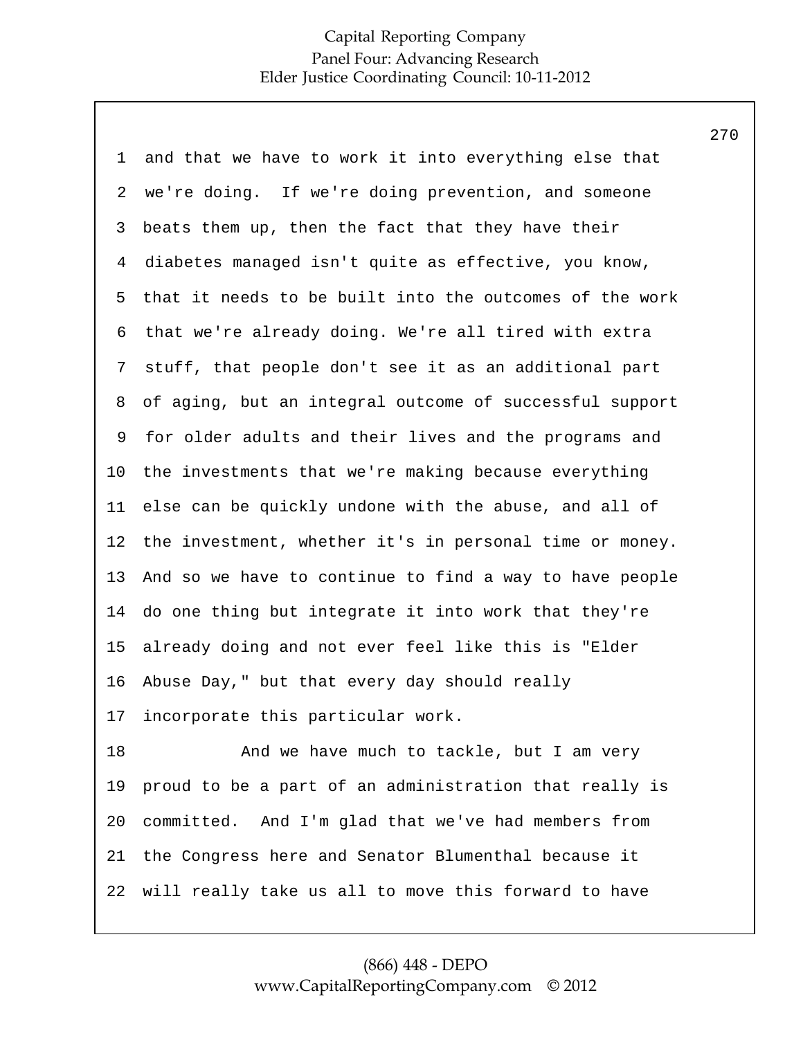and that we have to work it into everything else that we're doing. If we're doing prevention, and someone beats them up, then the fact that they have their diabetes managed isn't quite as effective, you know, that it needs to be built into the outcomes of the work that we're already doing. We're all tired with extra stuff, that people don't see it as an additional part of aging, but an integral outcome of successful support for older adults and their lives and the programs and the investments that we're making because everything else can be quickly undone with the abuse, and all of the investment, whether it's in personal time or money. And so we have to continue to find a way to have people do one thing but integrate it into work that they're already doing and not ever feel like this is "Elder Abuse Day," but that every day should really incorporate this particular work.

And we have much to tackle, but I am very proud to be a part of an administration that really is committed. And I'm glad that we've had members from the Congress here and Senator Blumenthal because it will really take us all to move this forward to have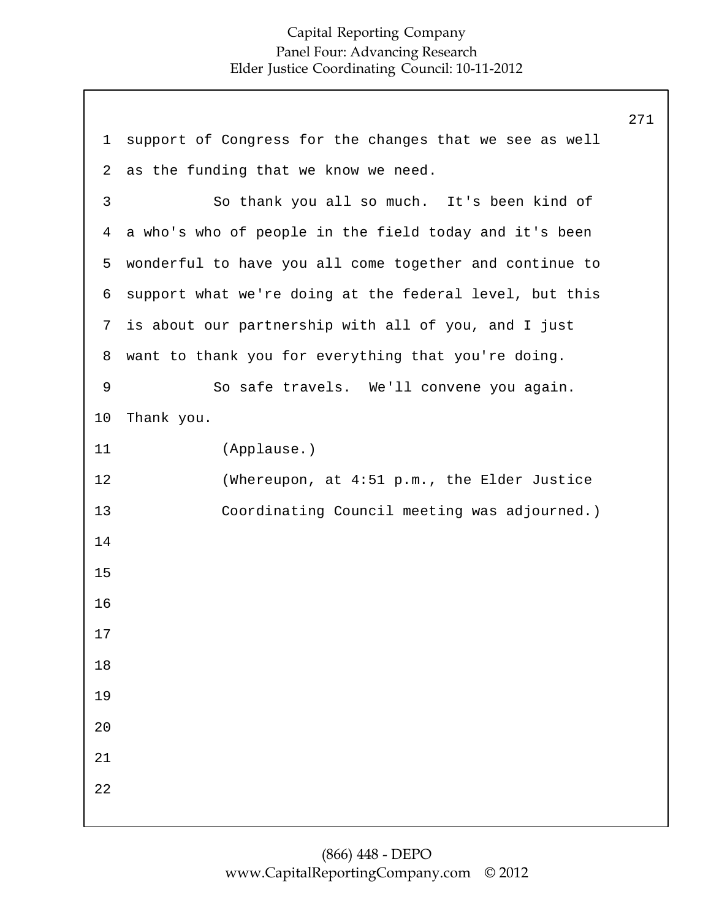support of Congress for the changes that we see as well as the funding that we know we need.

So thank you all so much. It's been kind of a who's who of people in the field today and it's been wonderful to have you all come together and continue to support what we're doing at the federal level, but this is about our partnership with all of you, and I just want to thank you for everything that you're doing.

So safe travels. We'll convene you again. Thank you.

(Applause.)

(Whereupon, at 4:51 p.m., the Elder Justice Coordinating Council meeting was adjourned.)